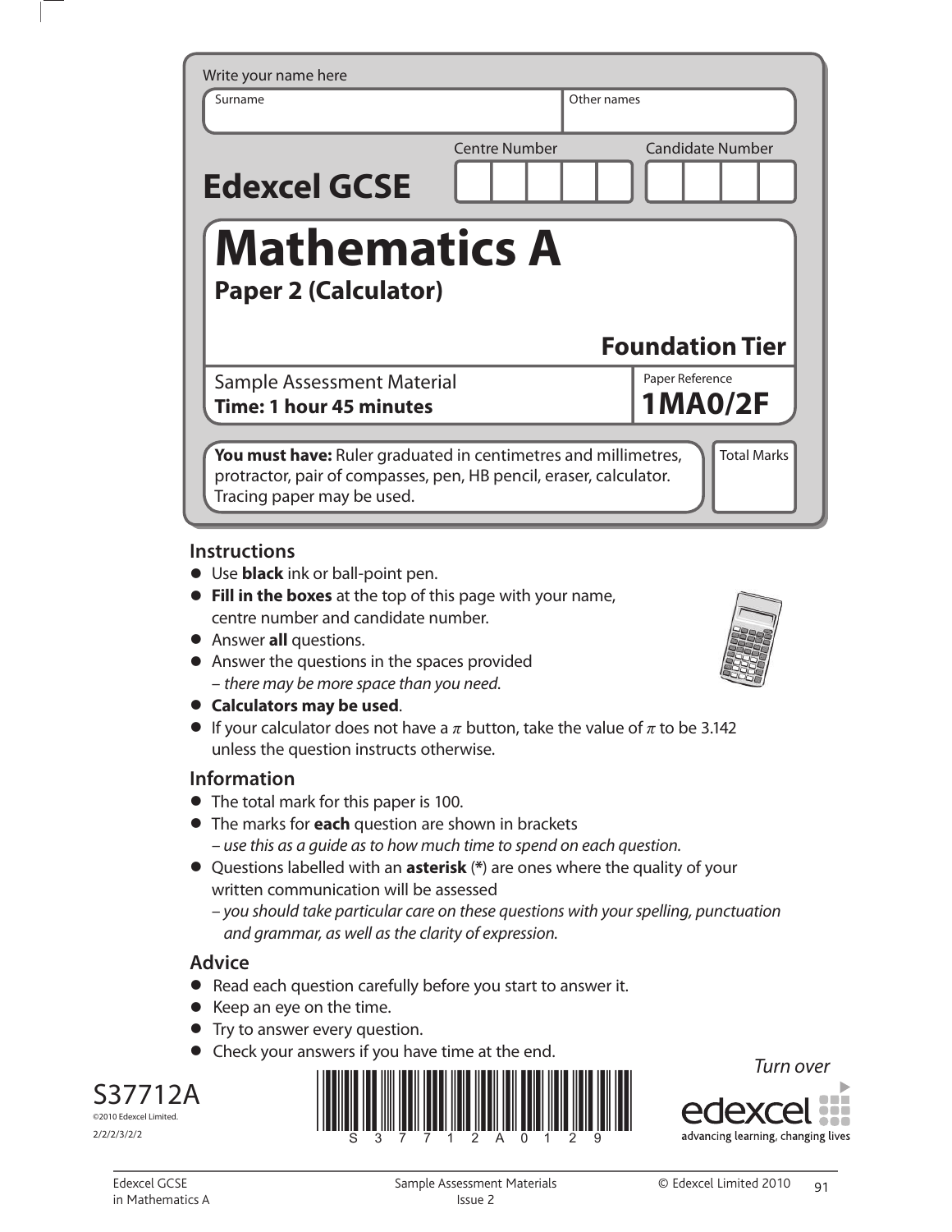Write your name here

| Surname | Other names |
| --- | --- |
| | |

**Edexcel GCSE**

Centre Number | Candidate Number

# Mathematics A

## Paper 2 (Calculator)

**Foundation Tier**

Sample Assessment Material
**Time: 1 hour 45 minutes**

Paper Reference
**1MA0/2F**

**You must have:** Ruler graduated in centimetres and millimetres, protractor, pair of compasses, pen, HB pencil, eraser, calculator. Tracing paper may be used.

Total Marks

### Instructions

- Use **black** ink or ball-point pen.
- **Fill in the boxes** at the top of this page with your name, centre number and candidate number.
- Answer **all** questions.
- Answer the questions in the spaces provided
  – *there may be more space than you need.*
- **Calculators may be used**.
- If your calculator does not have a $\pi$ button, take the value of $\pi$ to be 3.142 unless the question instructs otherwise.

### Information

- The total mark for this paper is 100.
- The marks for **each** question are shown in brackets
  – *use this as a guide as to how much time to spend on each question.*
- Questions labelled with an **asterisk** (*) are ones where the quality of your written communication will be assessed
  – *you should take particular care on these questions with your spelling, punctuation and grammar, as well as the clarity of expression.*

### Advice

- Read each question carefully before you start to answer it.
- Keep an eye on the time.
- Try to answer every question.
- Check your answers if you have time at the end.

*Turn over*

S37712A
©2010 Edexcel Limited.
2/2/2/3/2/2

S 3 7 7 1 2 A 0 1 2 9

edexcel
advancing learning, changing lives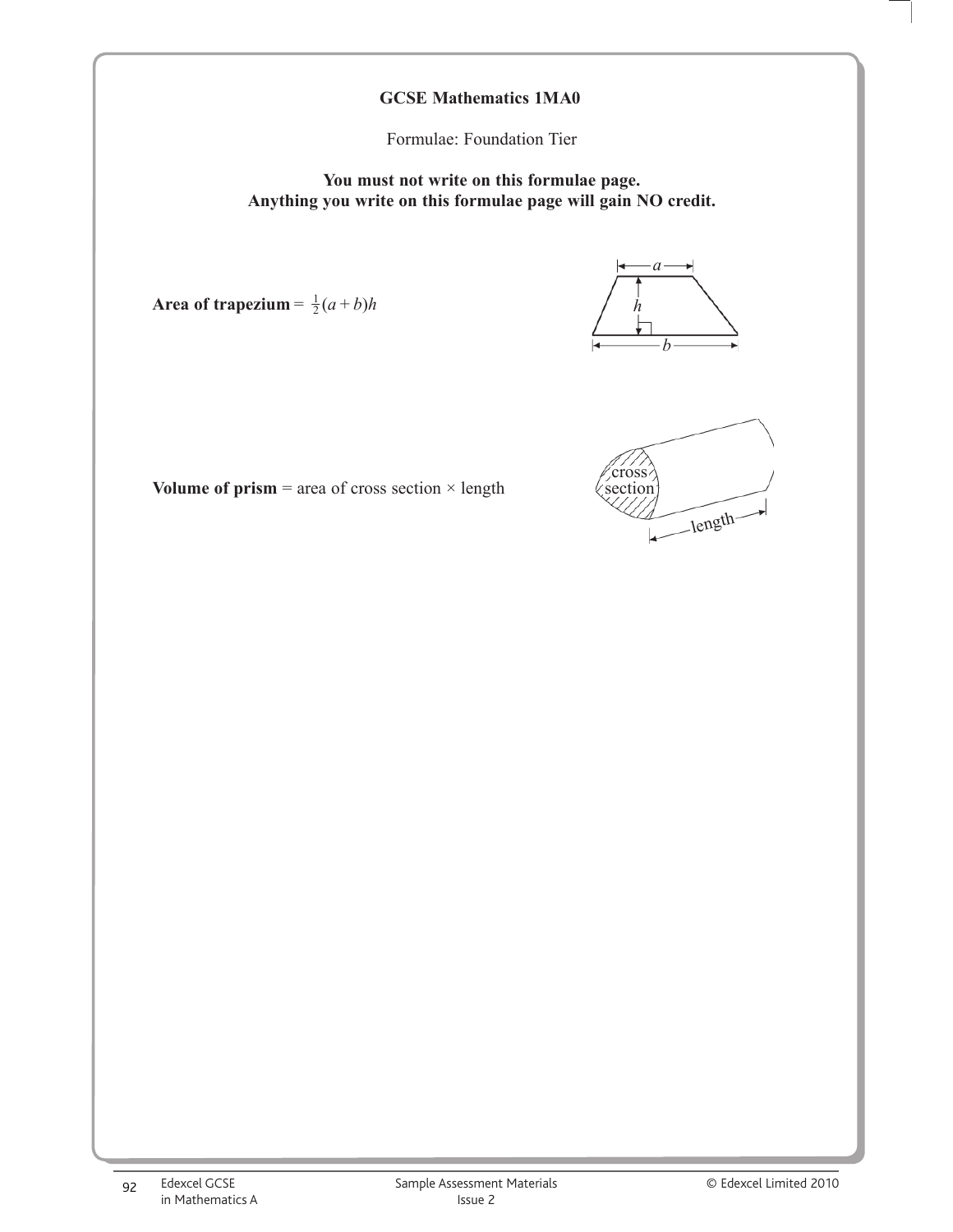**GCSE Mathematics 1MA0**

Formulae: Foundation Tier

**You must not write on this formulae page.**
**Anything you write on this formulae page will gain NO credit.**

**Area of trapezium** = $\frac{1}{2}(a + b)h$

a

h

b

**Volume of prism** = area of cross section × length

cross section

length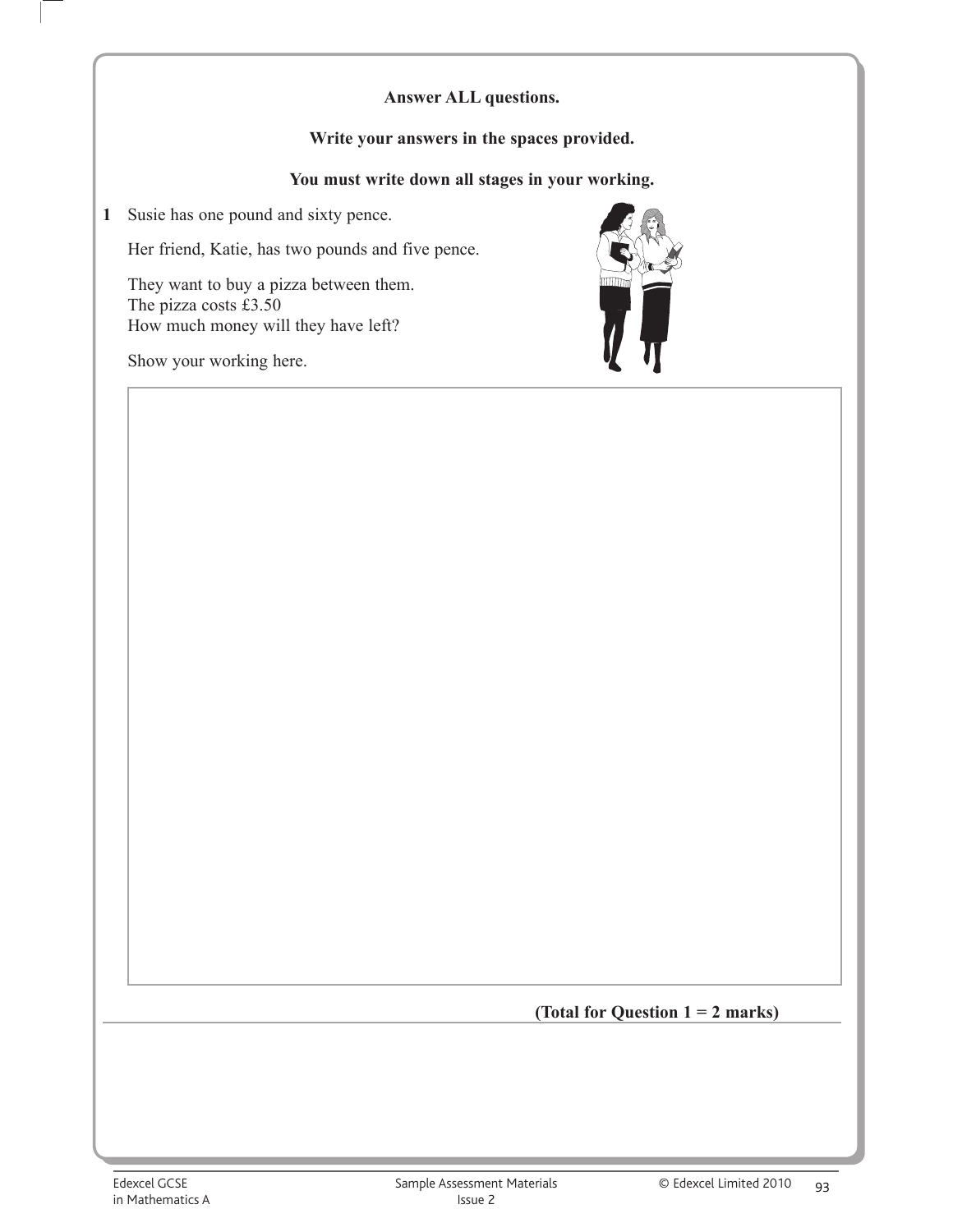**Answer ALL questions.**

**Write your answers in the spaces provided.**

**You must write down all stages in your working.**

**1** Susie has one pound and sixty pence.

Her friend, Katie, has two pounds and five pence.

They want to buy a pizza between them.
The pizza costs £3.50
How much money will they have left?

Show your working here.

**(Total for Question 1 = 2 marks)**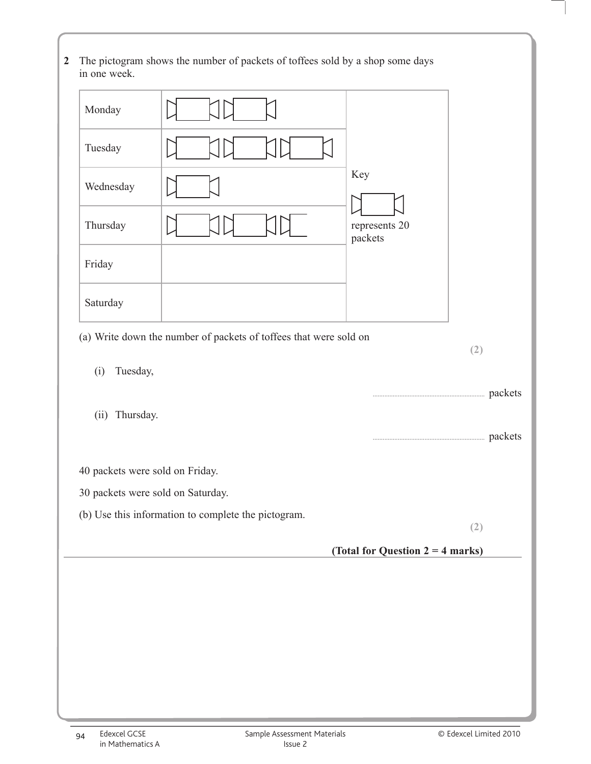**2** The pictogram shows the number of packets of toffees sold by a shop some days in one week.

| | | |
|---|---|---|
| Monday | | Key |
| Tuesday | | represents 20 packets |
| Wednesday | | |
| Thursday | | |
| Friday | | |
| Saturday | | |

(a) Write down the number of packets of toffees that were sold on

**(2)**

(i) Tuesday,

.................................... packets

(ii) Thursday.

.................................... packets

40 packets were sold on Friday.

30 packets were sold on Saturday.

(b) Use this information to complete the pictogram.

**(2)**

**(Total for Question 2 = 4 marks)**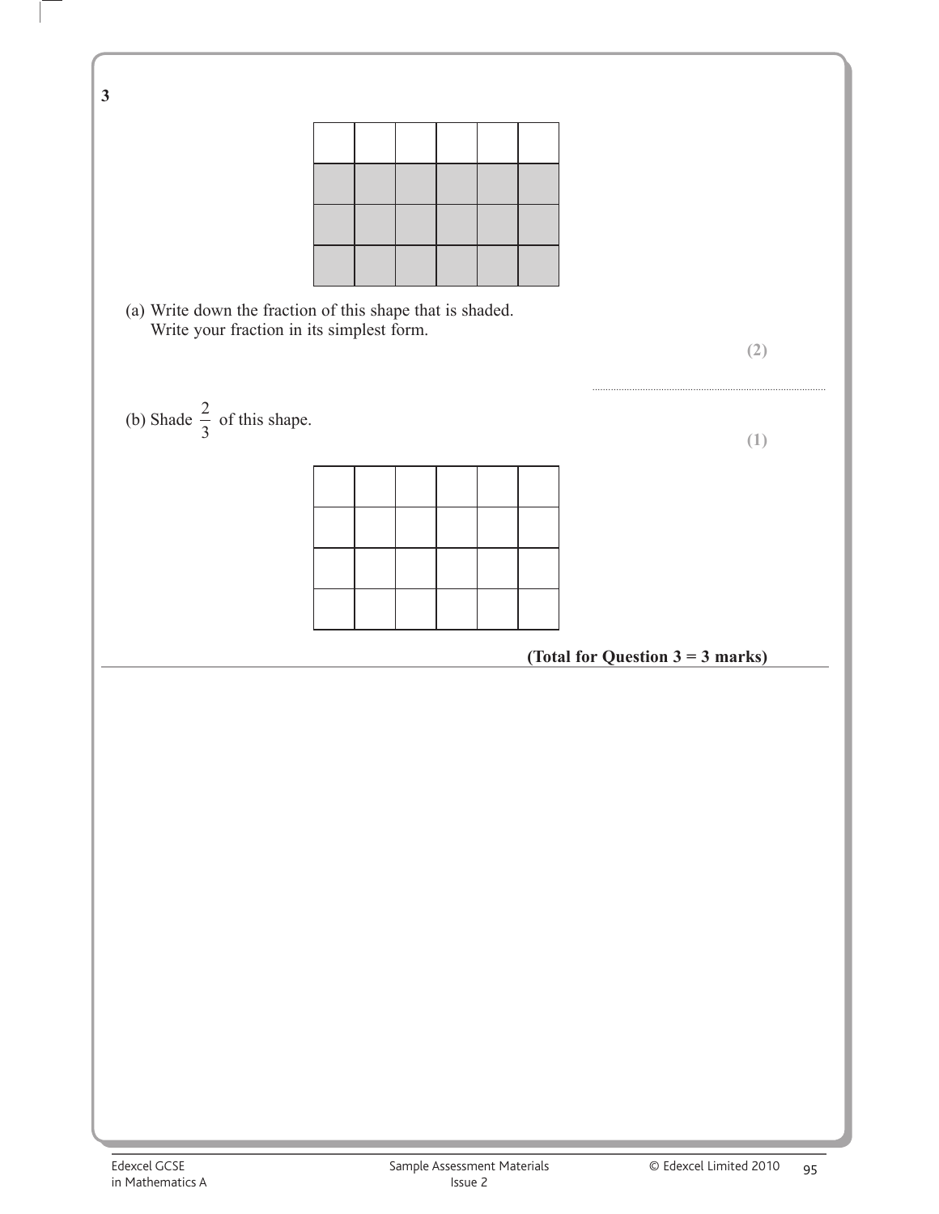**3**

(a) Write down the fraction of this shape that is shaded.
Write your fraction in its simplest form.

**(2)**

..............................................

(b) Shade $\frac{2}{3}$ of this shape.

**(1)**

**(Total for Question 3 = 3 marks)**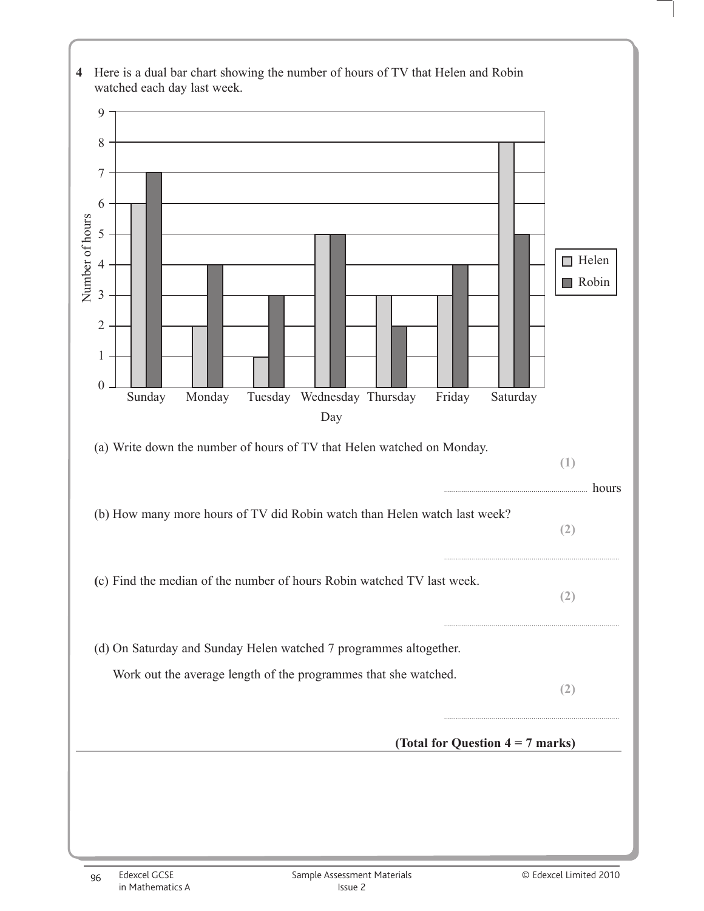**4** Here is a dual bar chart showing the number of hours of TV that Helen and Robin watched each day last week.

9
8
7
6
5
4
3
2
1
0

Number of hours

Sunday Monday Tuesday Wednesday Thursday Friday Saturday

Day

Helen
Robin

(a) Write down the number of hours of TV that Helen watched on Monday.

**(1)**

.......................................... hours

(b) How many more hours of TV did Robin watch than Helen watch last week?

**(2)**

..........................................

(c) Find the median of the number of hours Robin watched TV last week.

**(2)**

..........................................

(d) On Saturday and Sunday Helen watched 7 programmes altogether.

Work out the average length of the programmes that she watched.

**(2)**

..........................................

**(Total for Question 4 = 7 marks)**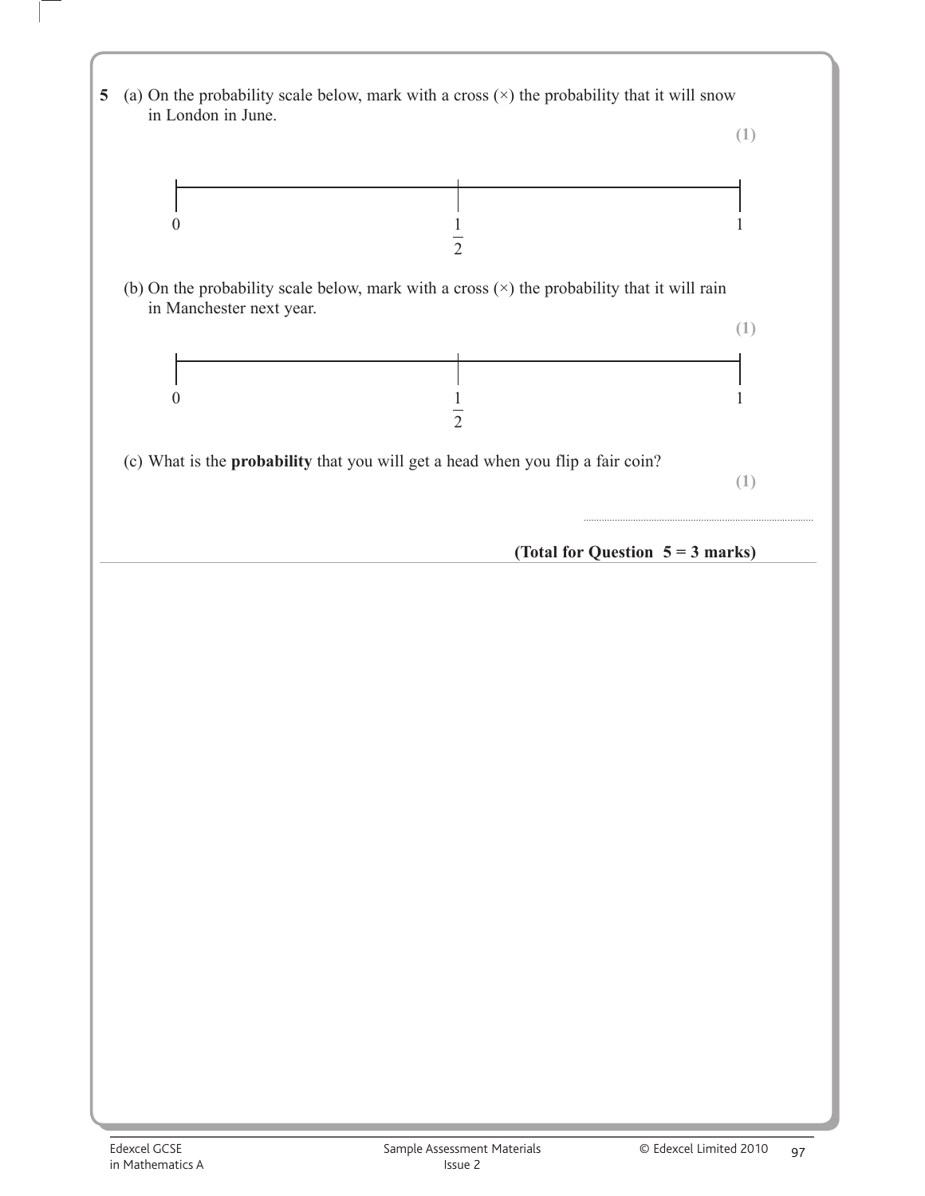**5** (a) On the probability scale below, mark with a cross (×) the probability that it will snow in London in June.

**(1)**

0 $\frac{1}{2}$ 1

(b) On the probability scale below, mark with a cross (×) the probability that it will rain in Manchester next year.

**(1)**

0 $\frac{1}{2}$ 1

(c) What is the **probability** that you will get a head when you flip a fair coin?

**(1)**

..........................................

**(Total for Question 5 = 3 marks)**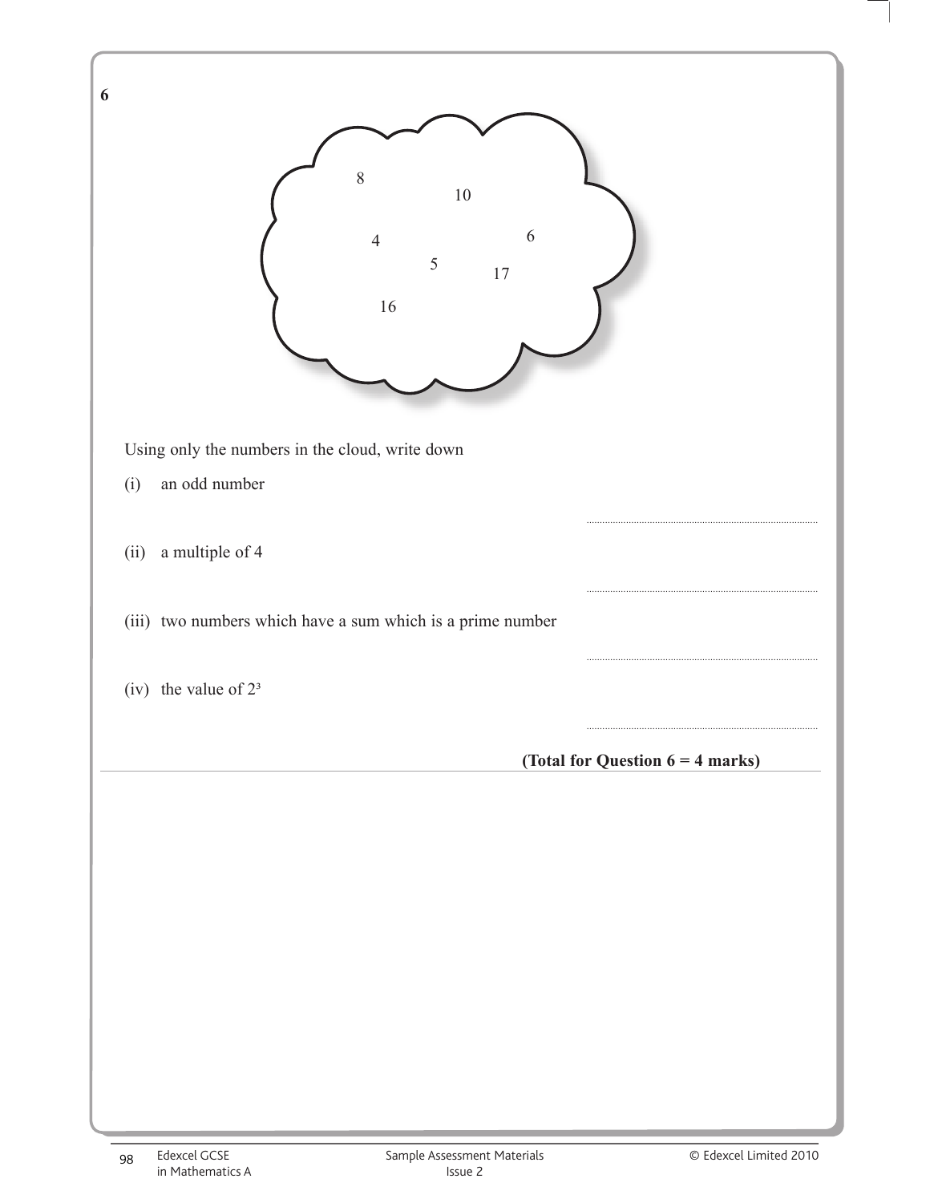**6**

8

10

4

6

5

17

16

Using only the numbers in the cloud, write down

(i) an odd number

..........................................

(ii) a multiple of 4

..........................................

(iii) two numbers which have a sum which is a prime number

..........................................

(iv) the value of $2^3$

..........................................

**(Total for Question 6 = 4 marks)**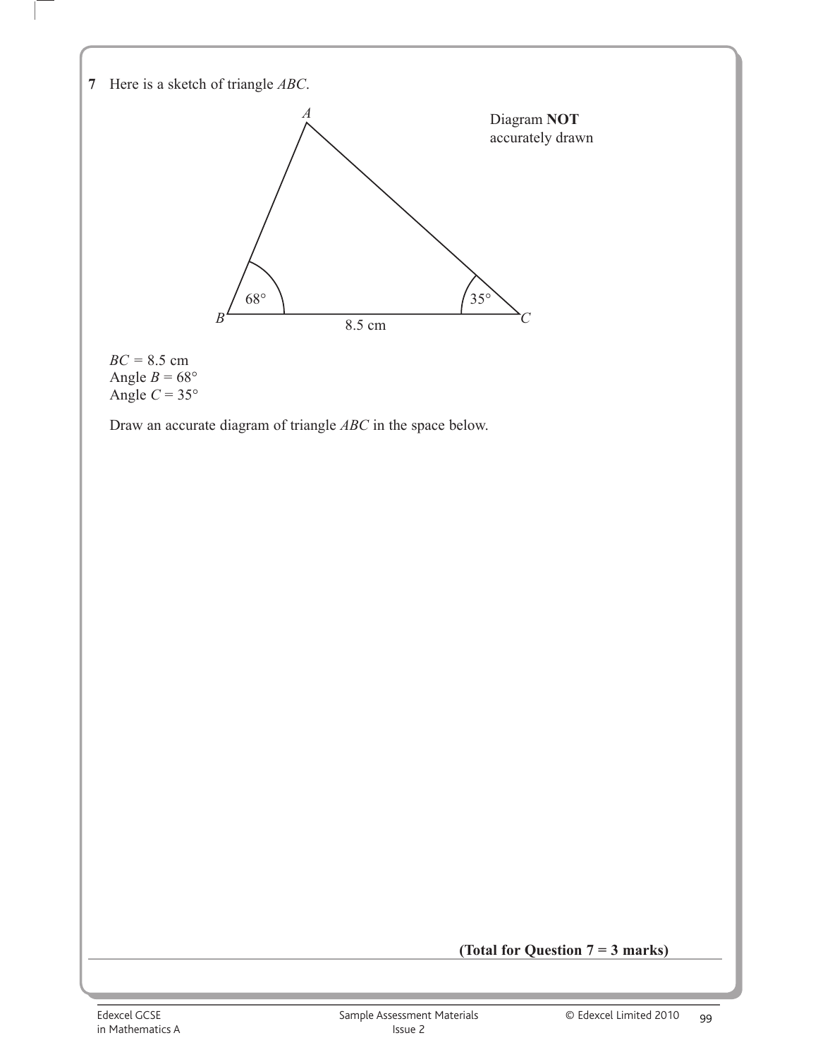**7** Here is a sketch of triangle *ABC*.

A

Diagram **NOT** accurately drawn

68°

35°

B

8.5 cm

C

$BC = 8.5$ cm
Angle $B = 68°$
Angle $C = 35°$

Draw an accurate diagram of triangle *ABC* in the space below.

**(Total for Question 7 = 3 marks)**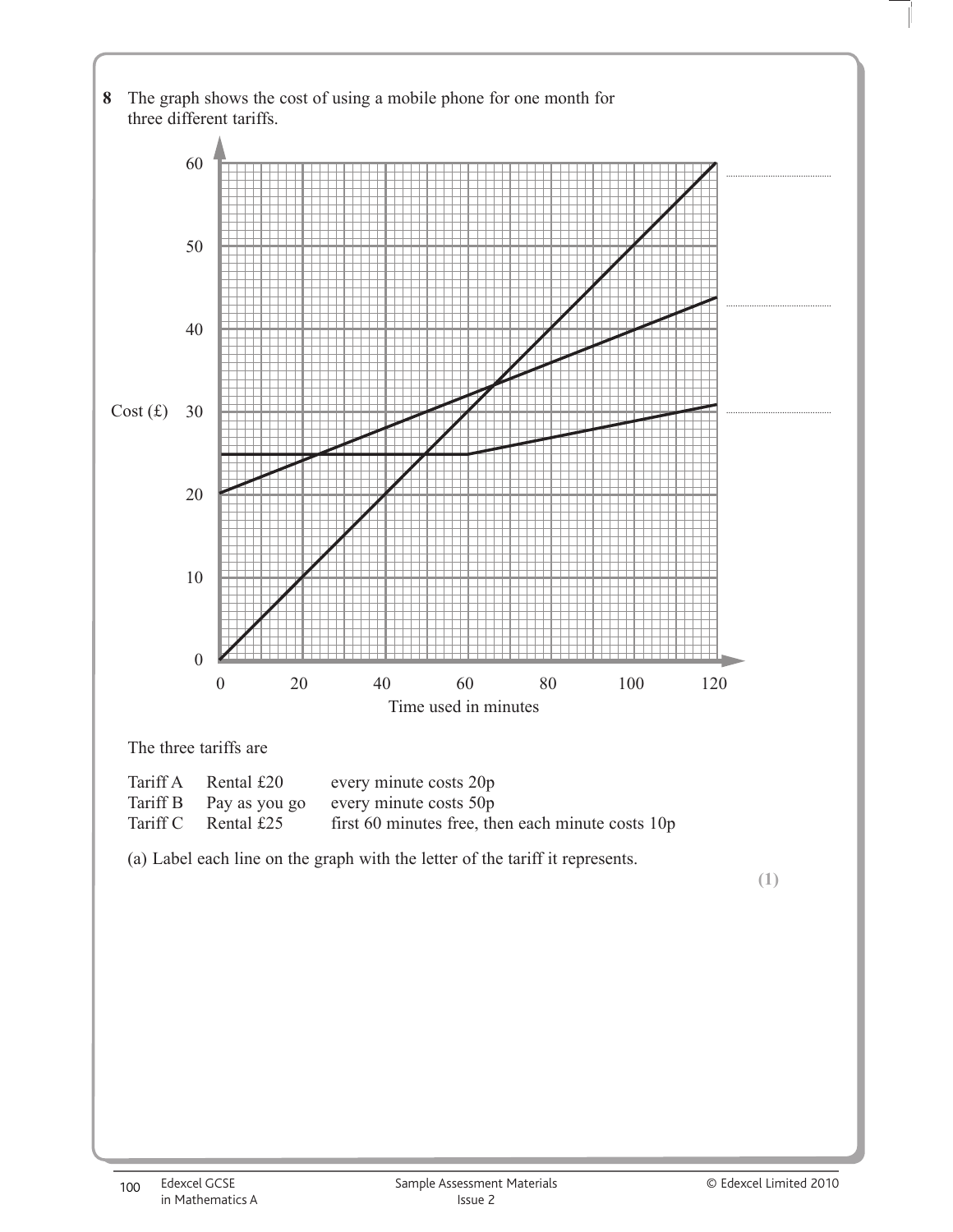**8** The graph shows the cost of using a mobile phone for one month for three different tariffs.

60
50
40
Cost (£) 30
20
10
0
0 20 40 60 80 100 120
Time used in minutes

The three tariffs are

| | | |
|---|---|---|
| Tariff A | Rental £20 | every minute costs 20p |
| Tariff B | Pay as you go | every minute costs 50p |
| Tariff C | Rental £25 | first 60 minutes free, then each minute costs 10p |

(a) Label each line on the graph with the letter of the tariff it represents.

**(1)**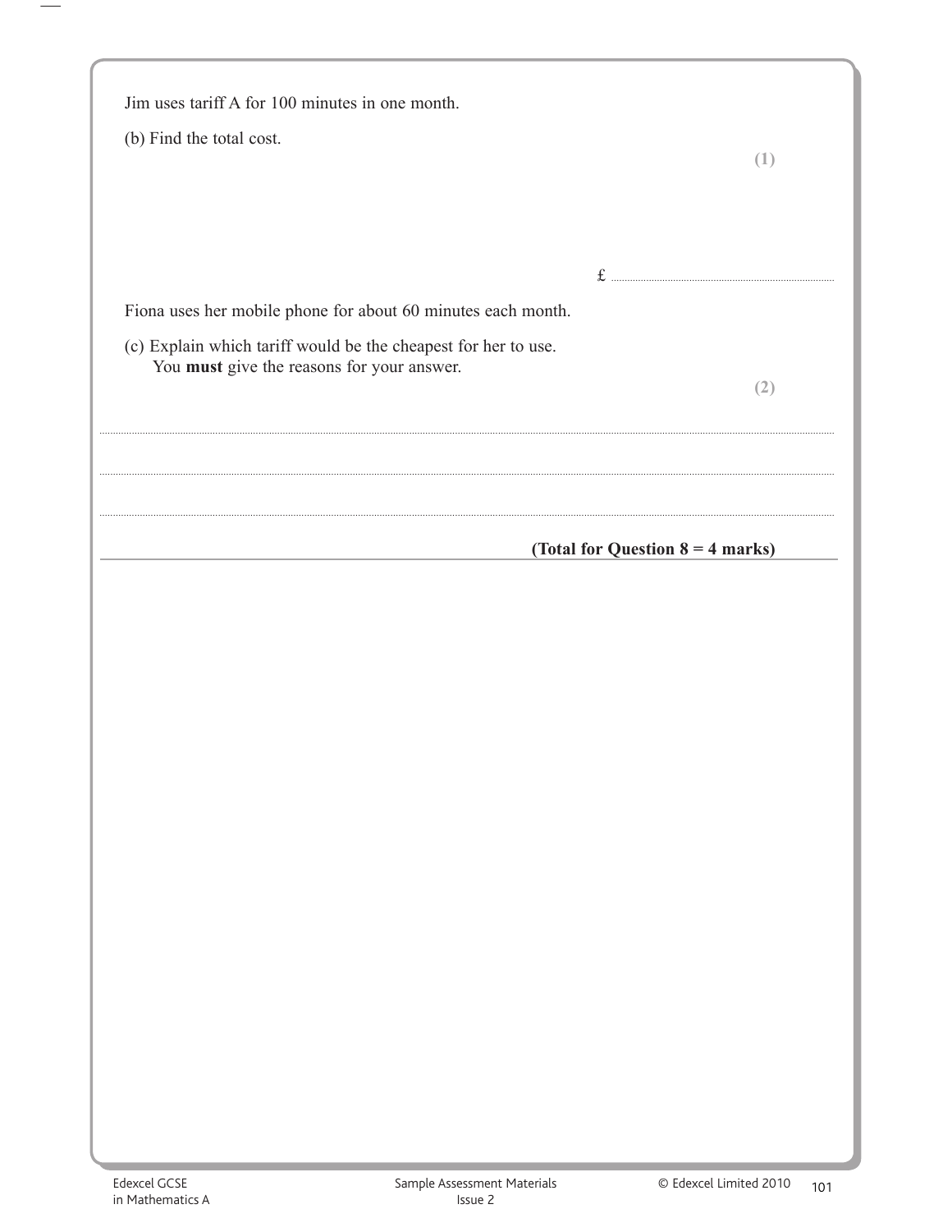Jim uses tariff A for 100 minutes in one month.

(b) Find the total cost.

**(1)**

£ ..............................................

Fiona uses her mobile phone for about 60 minutes each month.

(c) Explain which tariff would be the cheapest for her to use.
You **must** give the reasons for your answer.

**(2)**

..............................................................................................................................................

..............................................................................................................................................

..............................................................................................................................................

**(Total for Question 8 = 4 marks)**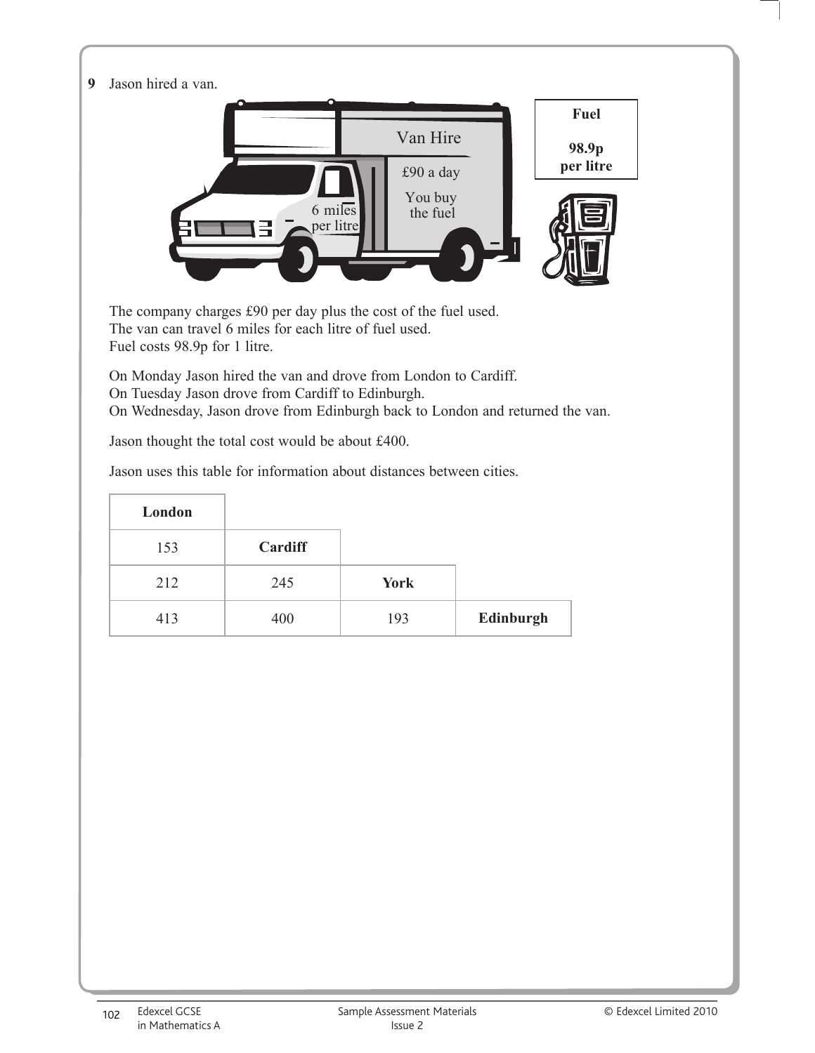**9** Jason hired a van.

Van Hire

£90 a day

You buy the fuel

6 miles per litre

**Fuel**

**98.9p per litre**

The company charges £90 per day plus the cost of the fuel used.
The van can travel 6 miles for each litre of fuel used.
Fuel costs 98.9p for 1 litre.

On Monday Jason hired the van and drove from London to Cardiff.
On Tuesday Jason drove from Cardiff to Edinburgh.
On Wednesday, Jason drove from Edinburgh back to London and returned the van.

Jason thought the total cost would be about £400.

Jason uses this table for information about distances between cities.

| | | | |
|---|---|---|---|
| **London** | | | |
| 153 | **Cardiff** | | |
| 212 | 245 | **York** | |
| 413 | 400 | 193 | **Edinburgh** |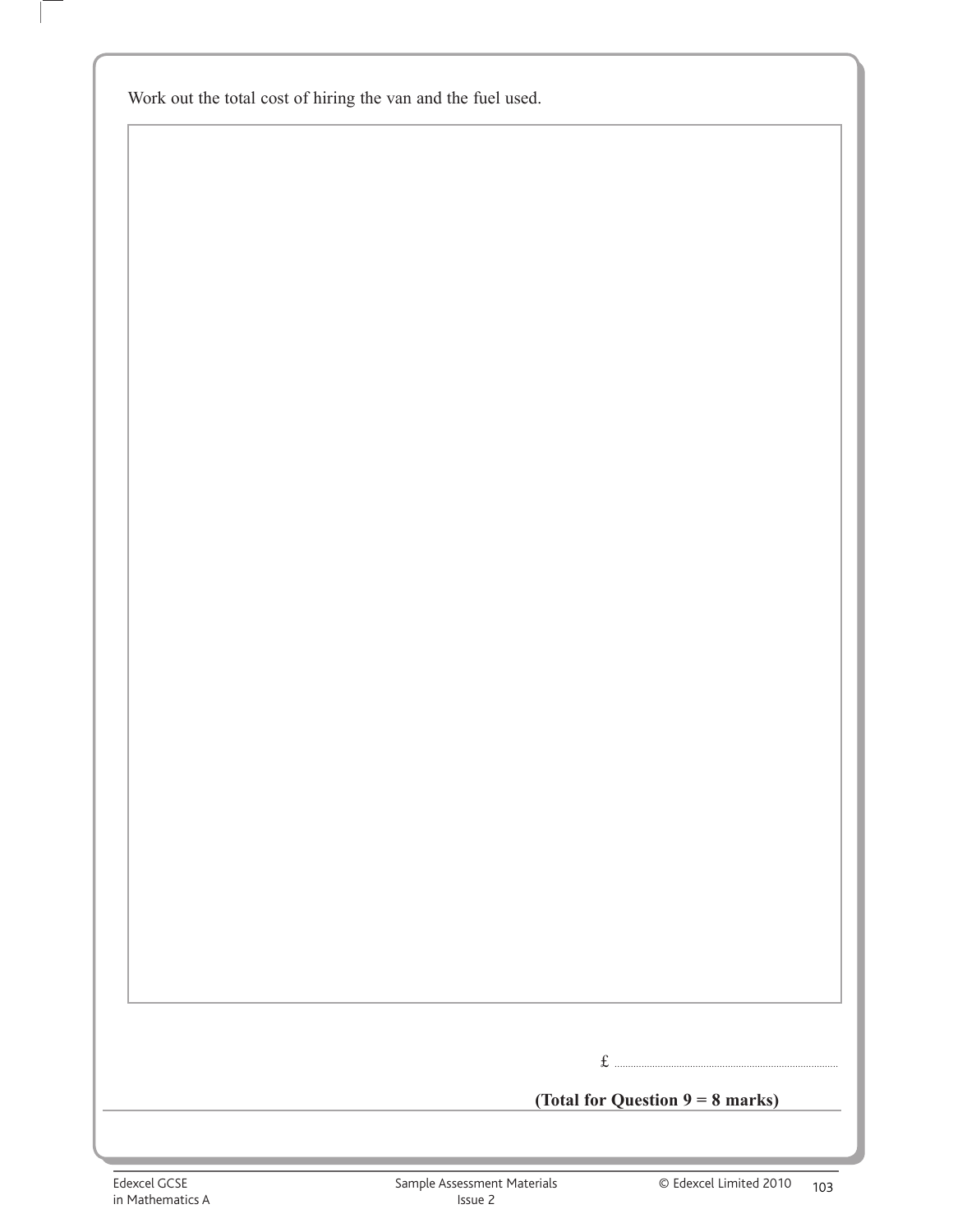Work out the total cost of hiring the van and the fuel used.

£ ..............................

**(Total for Question 9 = 8 marks)**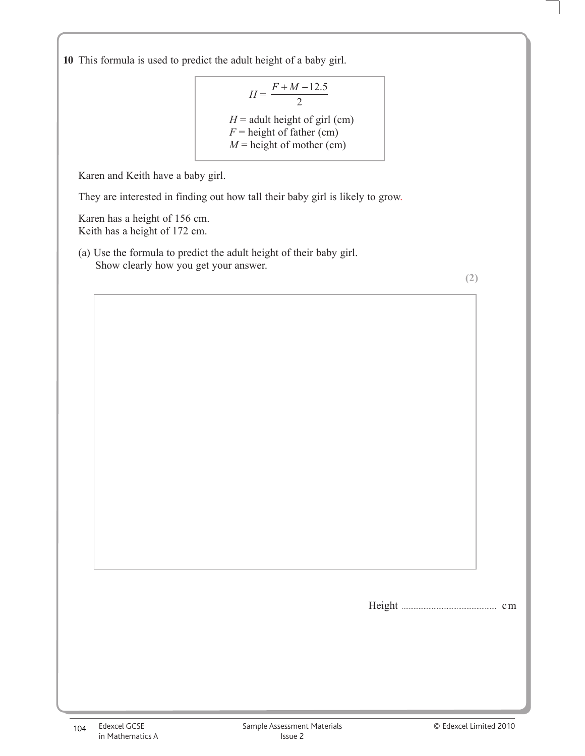**10** This formula is used to predict the adult height of a baby girl.

$$H = \frac{F + M - 12.5}{2}$$

$H$ = adult height of girl (cm)
$F$ = height of father (cm)
$M$ = height of mother (cm)

Karen and Keith have a baby girl.

They are interested in finding out how tall their baby girl is likely to grow.

Karen has a height of 156 cm.
Keith has a height of 172 cm.

(a) Use the formula to predict the adult height of their baby girl.
Show clearly how you get your answer.

**(2)**

Height .................................. cm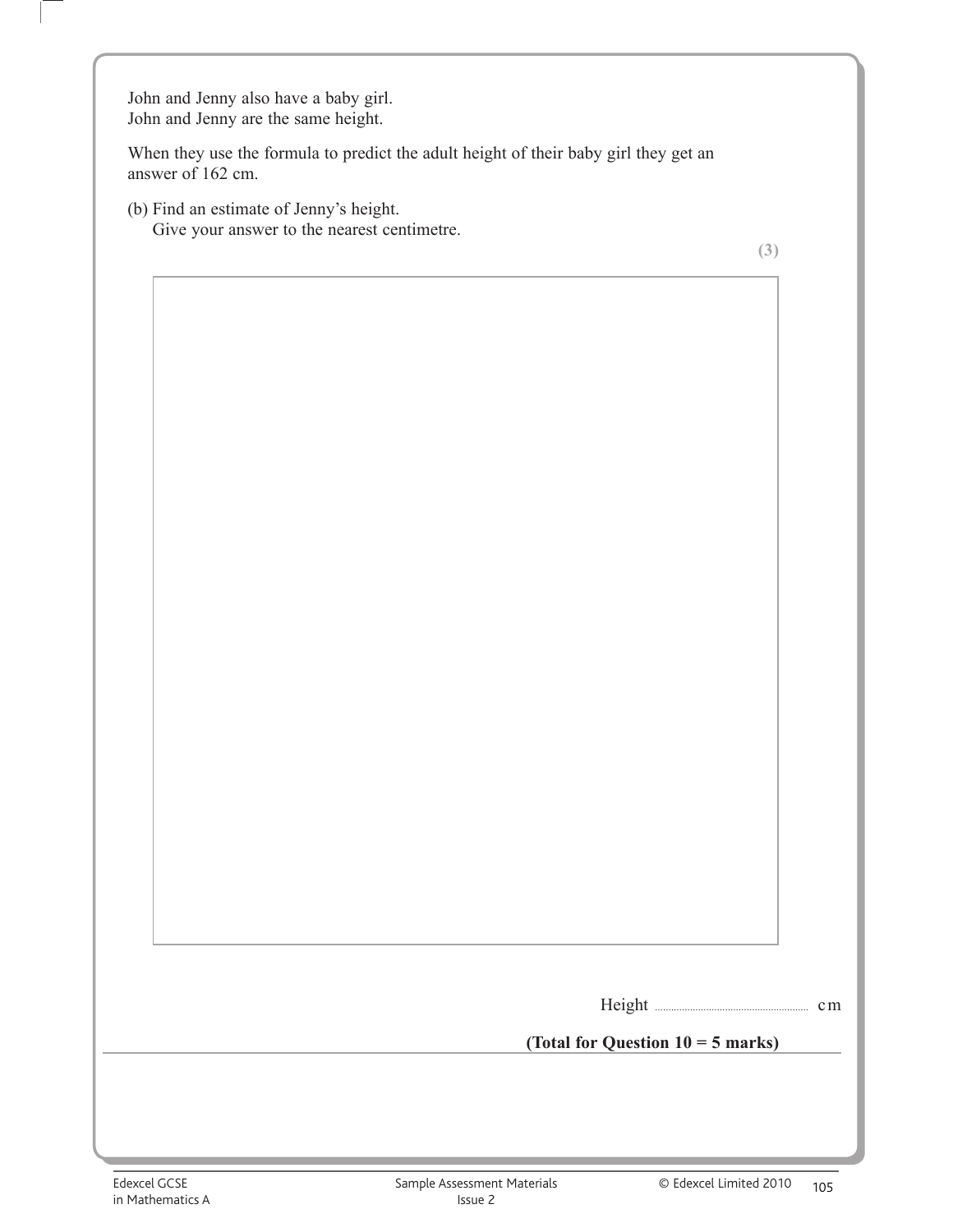John and Jenny also have a baby girl.
John and Jenny are the same height.

When they use the formula to predict the adult height of their baby girl they get an answer of 162 cm.

(b) Find an estimate of Jenny's height.
Give your answer to the nearest centimetre.

**(3)**

Height .......................................... cm

**(Total for Question 10 = 5 marks)**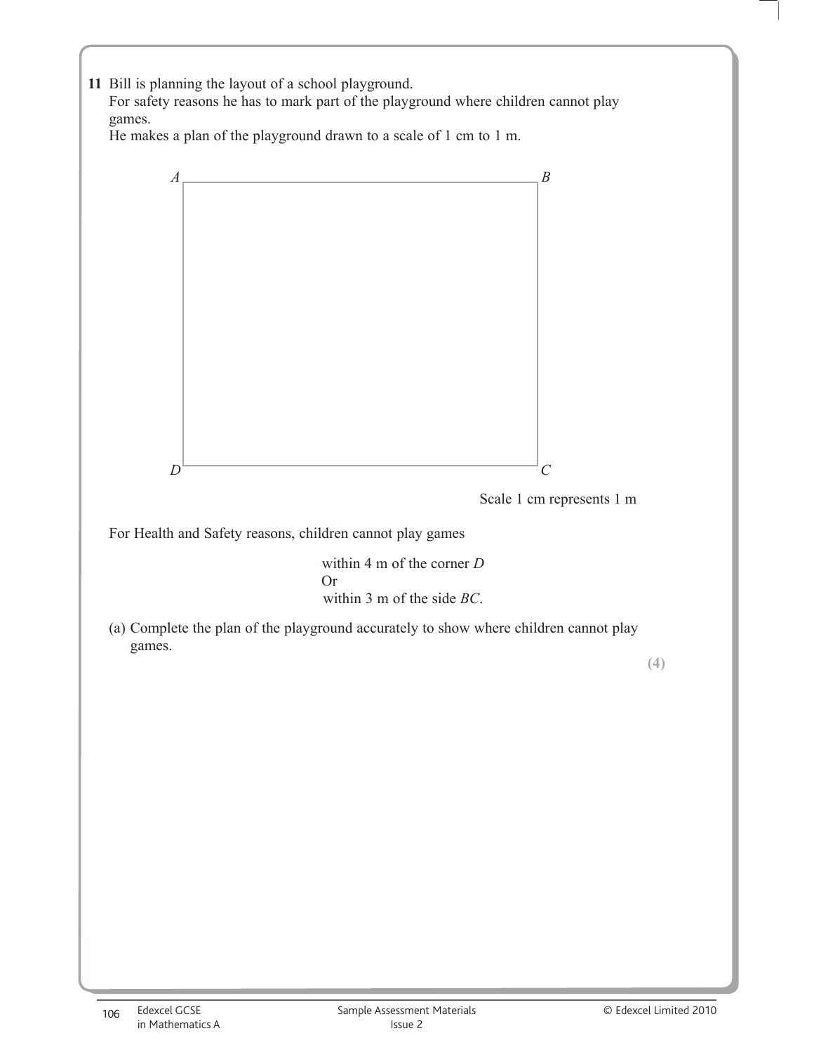**11** Bill is planning the layout of a school playground.
For safety reasons he has to mark part of the playground where children cannot play games.
He makes a plan of the playground drawn to a scale of 1 cm to 1 m.

$A$ $B$

$D$ $C$

Scale 1 cm represents 1 m

For Health and Safety reasons, children cannot play games

within 4 m of the corner $D$
Or
within 3 m of the side $BC$.

(a) Complete the plan of the playground accurately to show where children cannot play games.

**(4)**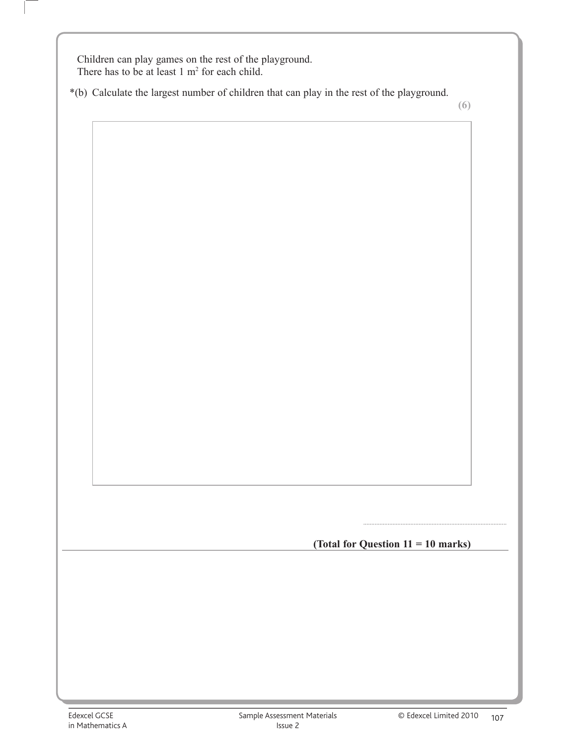Children can play games on the rest of the playground.
There has to be at least 1 $m^2$ for each child.

*(b) Calculate the largest number of children that can play in the rest of the playground.

**(6)**

..........................................................................

**(Total for Question 11 = 10 marks)**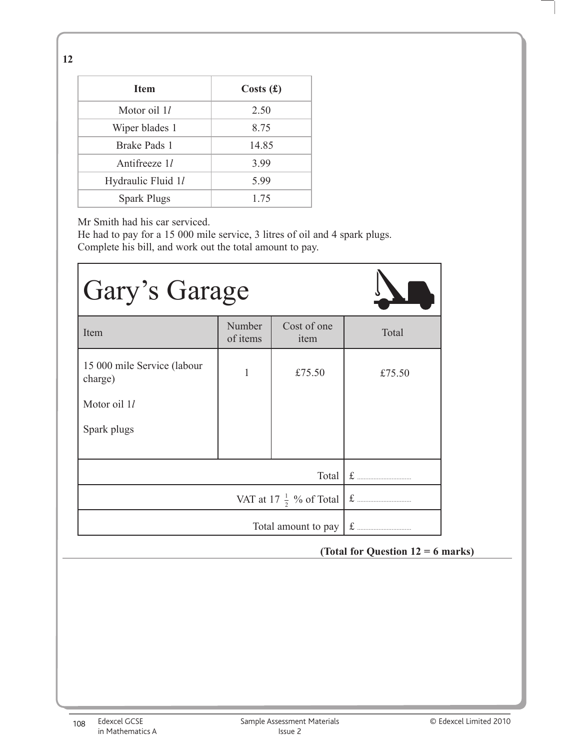**12**

| Item | Costs (£) |
|---|---|
| Motor oil 1*l* | 2.50 |
| Wiper blades 1 | 8.75 |
| Brake Pads 1 | 14.85 |
| Antifreeze 1*l* | 3.99 |
| Hydraulic Fluid 1*l* | 5.99 |
| Spark Plugs | 1.75 |

Mr Smith had his car serviced.
He had to pay for a 15 000 mile service, 3 litres of oil and 4 spark plugs.
Complete his bill, and work out the total amount to pay.

# Gary's Garage

| Item | Number of items | Cost of one item | Total |
|---|---|---|---|
| 15 000 mile Service (labour charge) | 1 | £75.50 | £75.50 |
| Motor oil 1*l* | | | |
| Spark plugs | | | |
| | | Total | £ .................... |
| | | VAT at $17\frac{1}{2}$ % of Total | £ .................... |
| | | Total amount to pay | £ .................... |

**(Total for Question 12 = 6 marks)**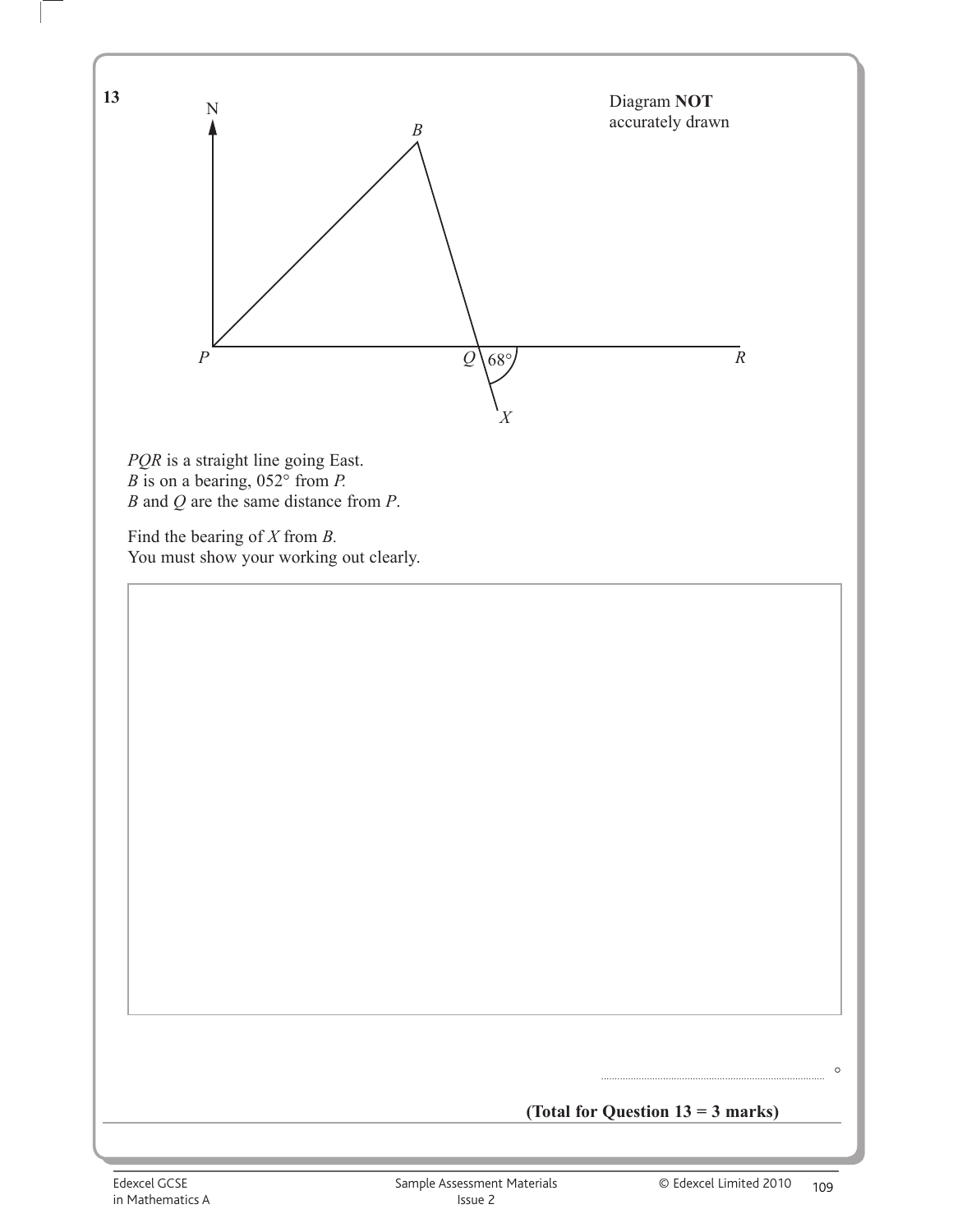**13**

N

B

P Q 68° R

X

Diagram **NOT** accurately drawn

*PQR* is a straight line going East.
*B* is on a bearing, 052° from *P*.
*B* and *Q* are the same distance from *P*.

Find the bearing of *X* from *B*.
You must show your working out clearly.

.......................................... °

**(Total for Question 13 = 3 marks)**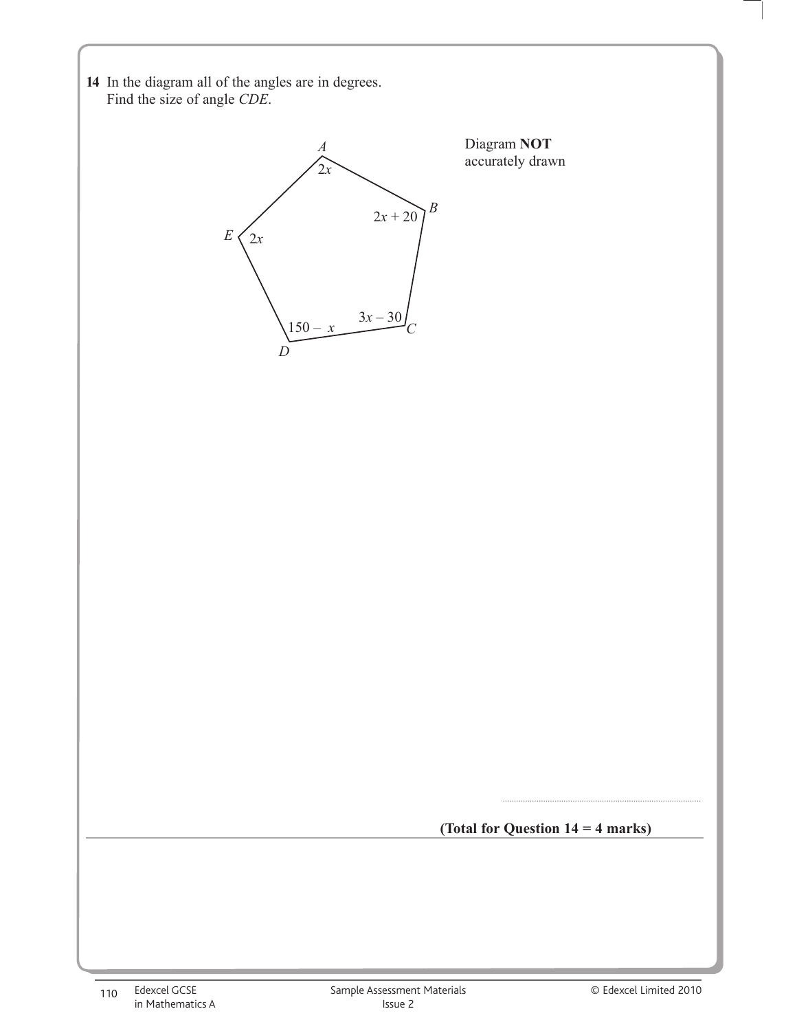**14** In the diagram all of the angles are in degrees.
Find the size of angle *CDE*.

Diagram **NOT** accurately drawn

$A$
$2x$
$B$
$2x + 20$
$E$
$2x$
$3x - 30$
$150 - x$
$C$
$D$

..........................................

**(Total for Question 14 = 4 marks)**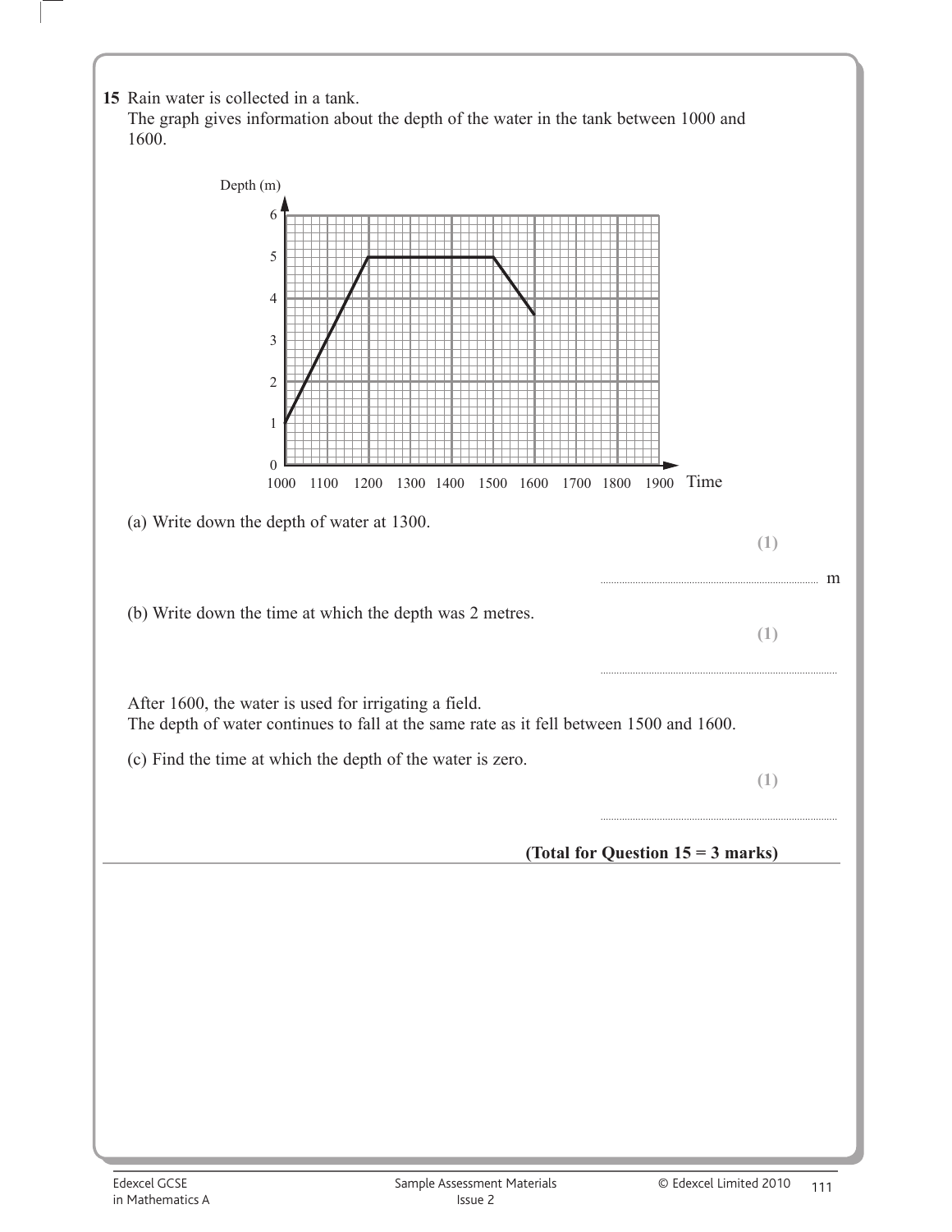**15** Rain water is collected in a tank.
The graph gives information about the depth of the water in the tank between 1000 and 1600.

Depth (m)

6
5
4
3
2
1
0

1000 1100 1200 1300 1400 1500 1600 1700 1800 1900 Time

(a) Write down the depth of water at 1300.

**(1)**

.............................................. m

(b) Write down the time at which the depth was 2 metres.

**(1)**

..............................................

After 1600, the water is used for irrigating a field.
The depth of water continues to fall at the same rate as it fell between 1500 and 1600.

(c) Find the time at which the depth of the water is zero.

**(1)**

..............................................

**(Total for Question 15 = 3 marks)**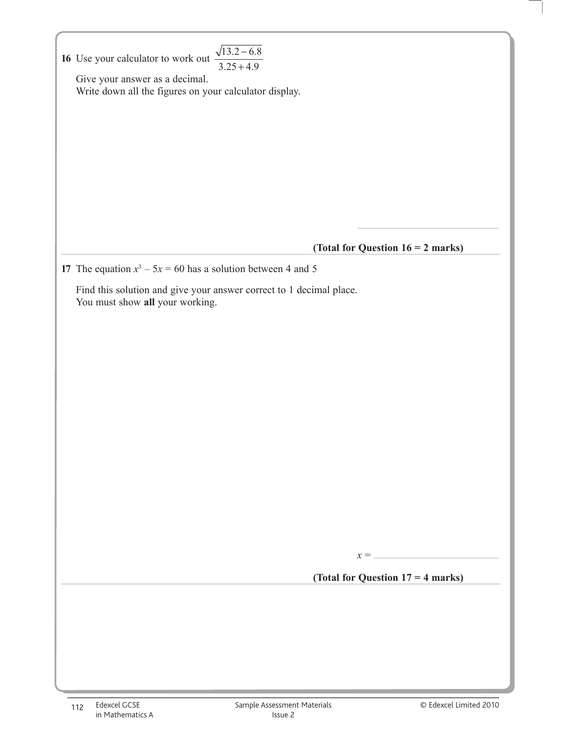**16** Use your calculator to work out $\dfrac{\sqrt{13.2 - 6.8}}{3.25 + 4.9}$

Give your answer as a decimal.
Write down all the figures on your calculator display.

..............................................................................

**(Total for Question 16 = 2 marks)**

---

**17** The equation $x^3 - 5x = 60$ has a solution between 4 and 5

Find this solution and give your answer correct to 1 decimal place.
You must show **all** your working.

$x =$ ..............................................................................

**(Total for Question 17 = 4 marks)**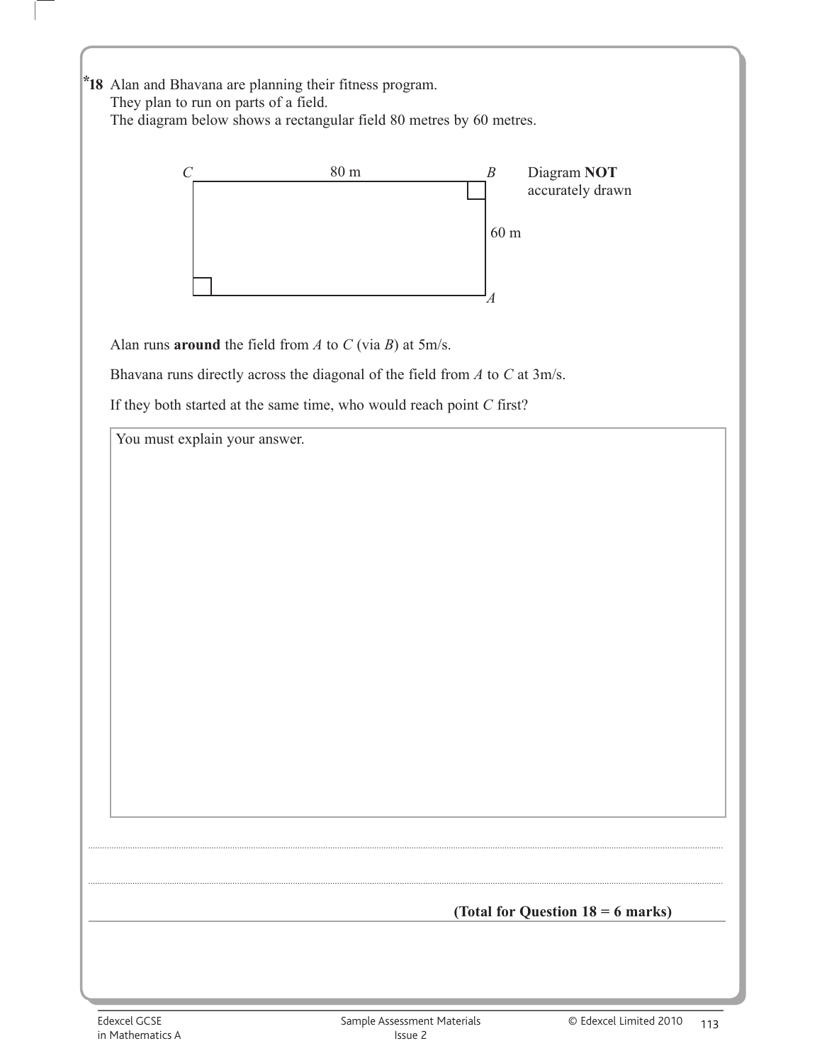*18 Alan and Bhavana are planning their fitness program.
They plan to run on parts of a field.
The diagram below shows a rectangular field 80 metres by 60 metres.

C 80 m B
60 m
A

Diagram **NOT** accurately drawn

Alan runs **around** the field from $A$ to $C$ (via $B$) at 5m/s.

Bhavana runs directly across the diagonal of the field from $A$ to $C$ at 3m/s.

If they both started at the same time, who would reach point $C$ first?

You must explain your answer.

**(Total for Question 18 = 6 marks)**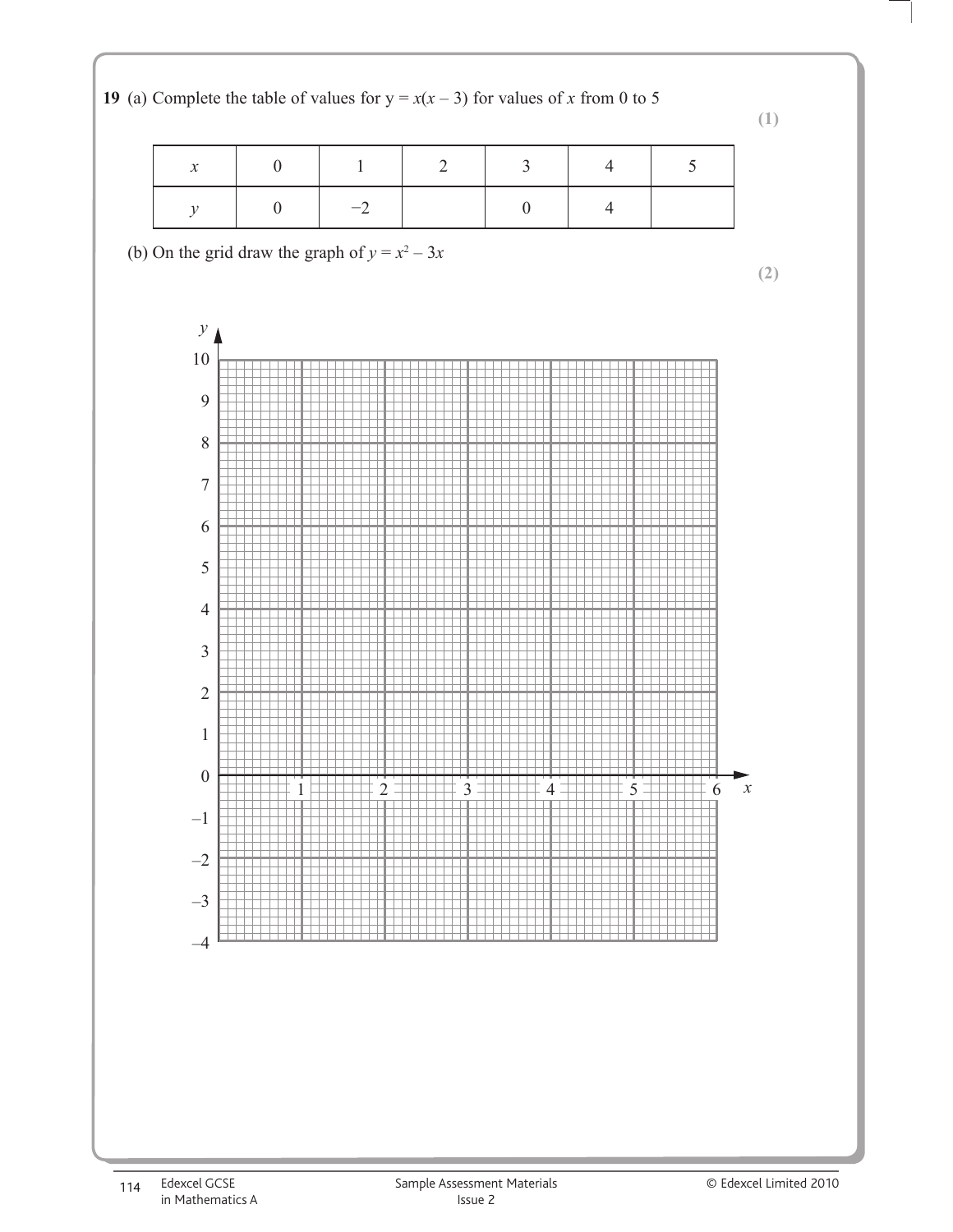**19** (a) Complete the table of values for $y = x(x - 3)$ for values of $x$ from 0 to 5

**(1)**

| $x$ | 0 | 1 | 2 | 3 | 4 | 5 |
|---|---|---|---|---|---|---|
| $y$ | 0 | $-2$ | | 0 | 4 | |

(b) On the grid draw the graph of $y = x^2 - 3x$

**(2)**

$y$

10
9
8
7
6
5
4
3
2
1
0
–1
–2
–3
–4

1 2 3 4 5 6 $x$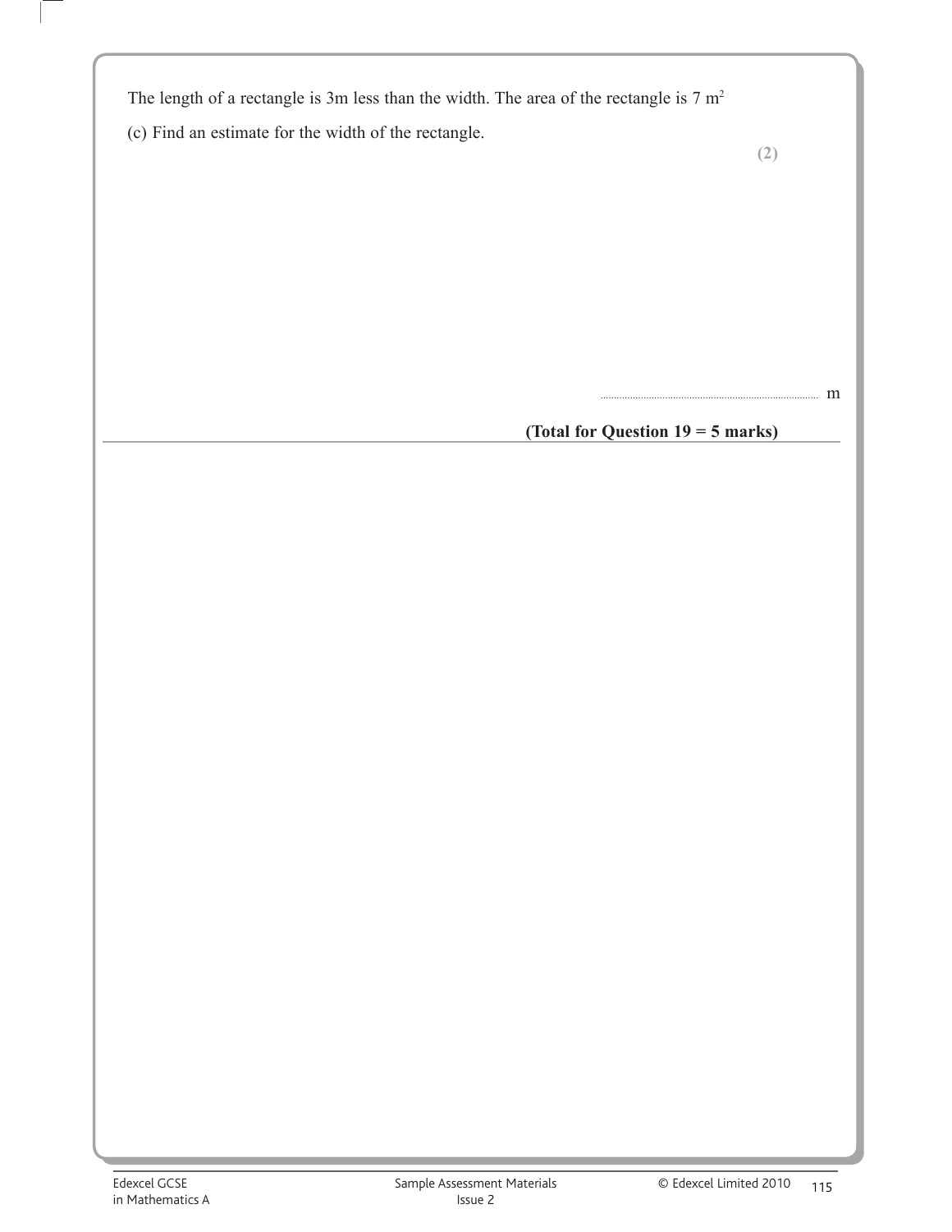The length of a rectangle is 3m less than the width. The area of the rectangle is 7 $m^2$

(c) Find an estimate for the width of the rectangle.

**(2)**

.................................................. m

**(Total for Question 19 = 5 marks)**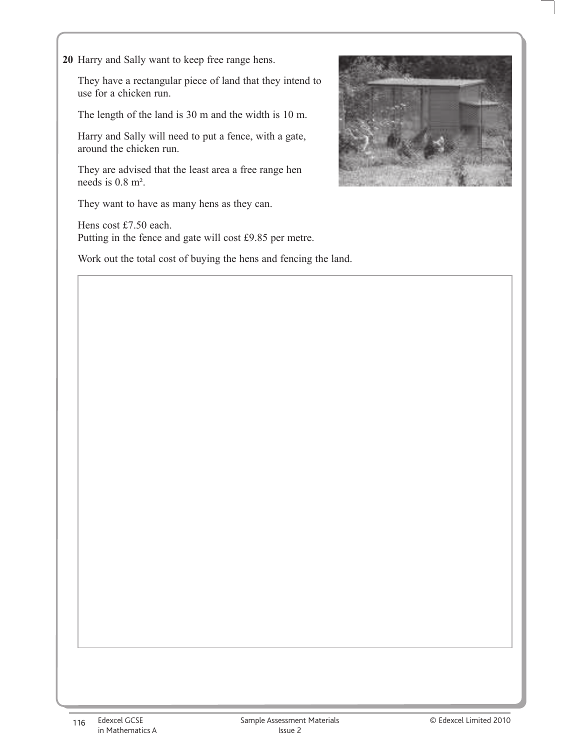**20** Harry and Sally want to keep free range hens.

They have a rectangular piece of land that they intend to use for a chicken run.

The length of the land is 30 m and the width is 10 m.

Harry and Sally will need to put a fence, with a gate, around the chicken run.

They are advised that the least area a free range hen needs is 0.8 m².

They want to have as many hens as they can.

Hens cost £7.50 each.
Putting in the fence and gate will cost £9.85 per metre.

Work out the total cost of buying the hens and fencing the land.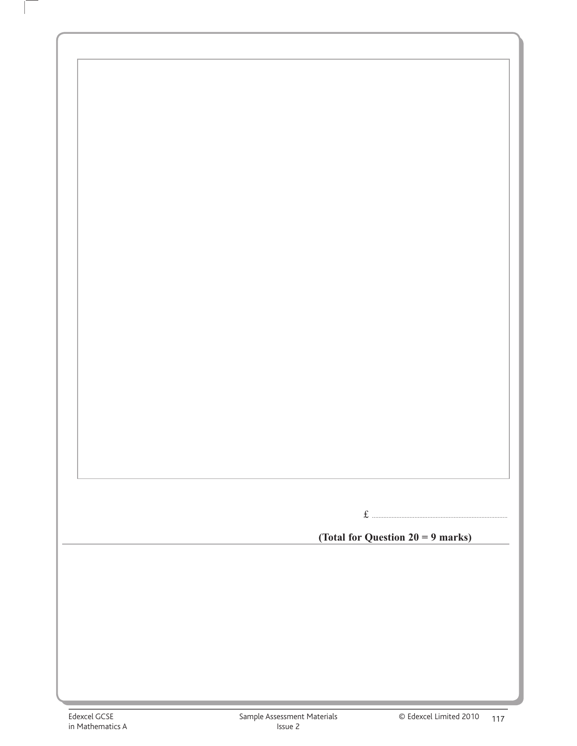£ ..........................................

**(Total for Question 20 = 9 marks)**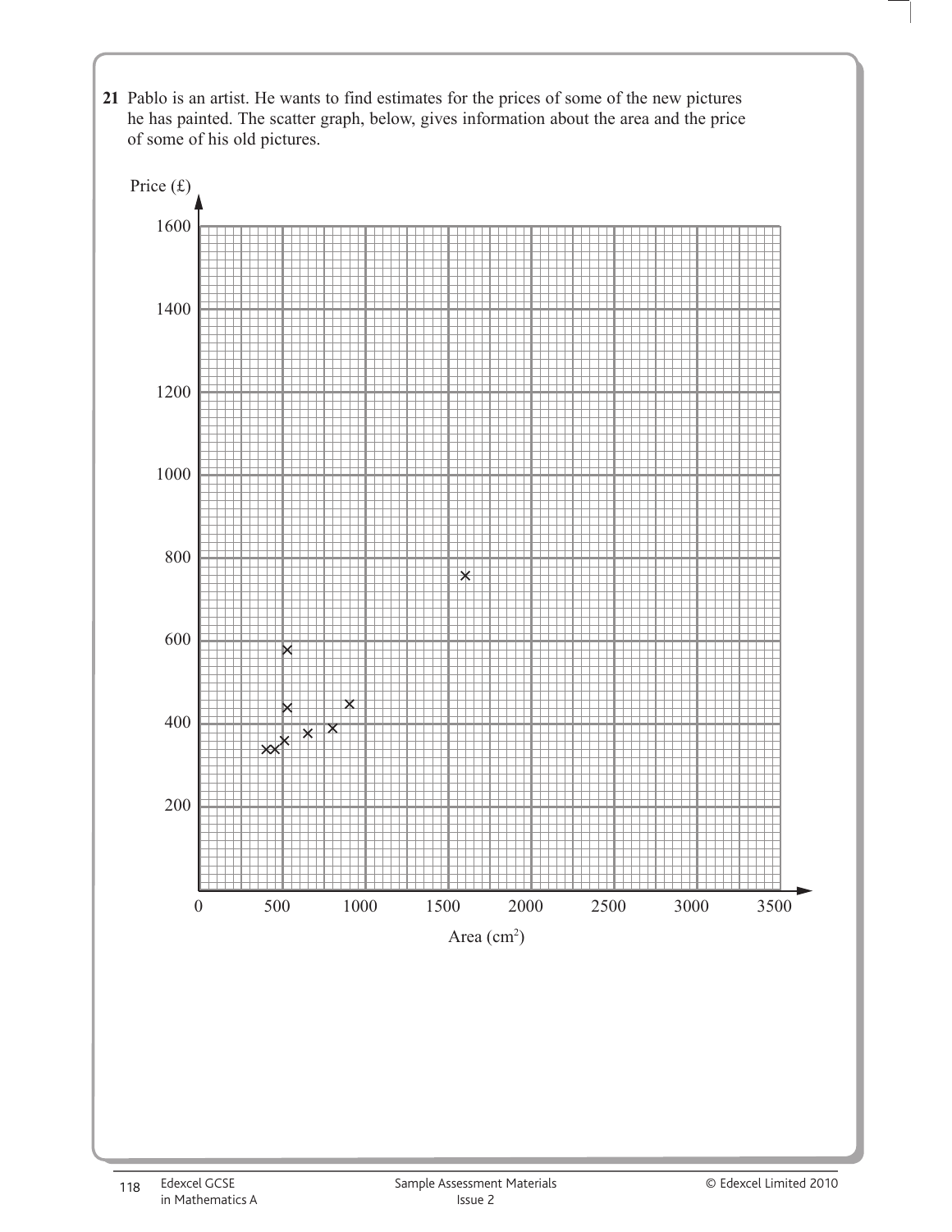**21** Pablo is an artist. He wants to find estimates for the prices of some of the new pictures he has painted. The scatter graph, below, gives information about the area and the price of some of his old pictures.

Price (£)

1600

1400

1200

1000

800

600

400

200

0

500 1000 1500 2000 2500 3000 3500

Area (cm$^2$)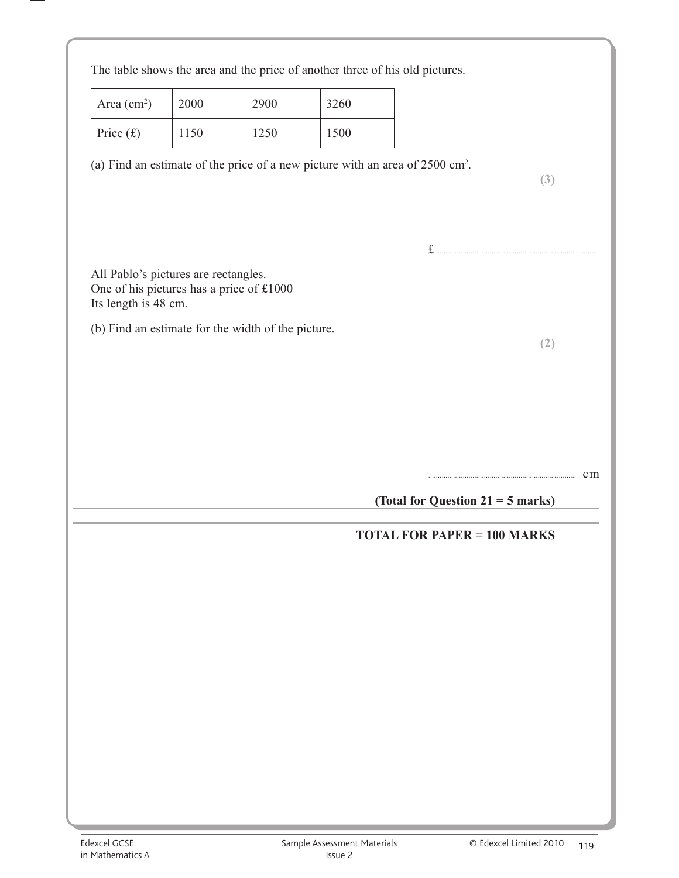The table shows the area and the price of another three of his old pictures.

| Area ($cm^2$) | 2000 | 2900 | 3260 |
|---|---|---|---|
| Price (£) | 1150 | 1250 | 1500 |

(a) Find an estimate of the price of a new picture with an area of 2500 $cm^2$.

**(3)**

£ ..........................................

All Pablo's pictures are rectangles.
One of his pictures has a price of £1000
Its length is 48 cm.

(b) Find an estimate for the width of the picture.

**(2)**

.......................................... cm

**(Total for Question 21 = 5 marks)**

**TOTAL FOR PAPER = 100 MARKS**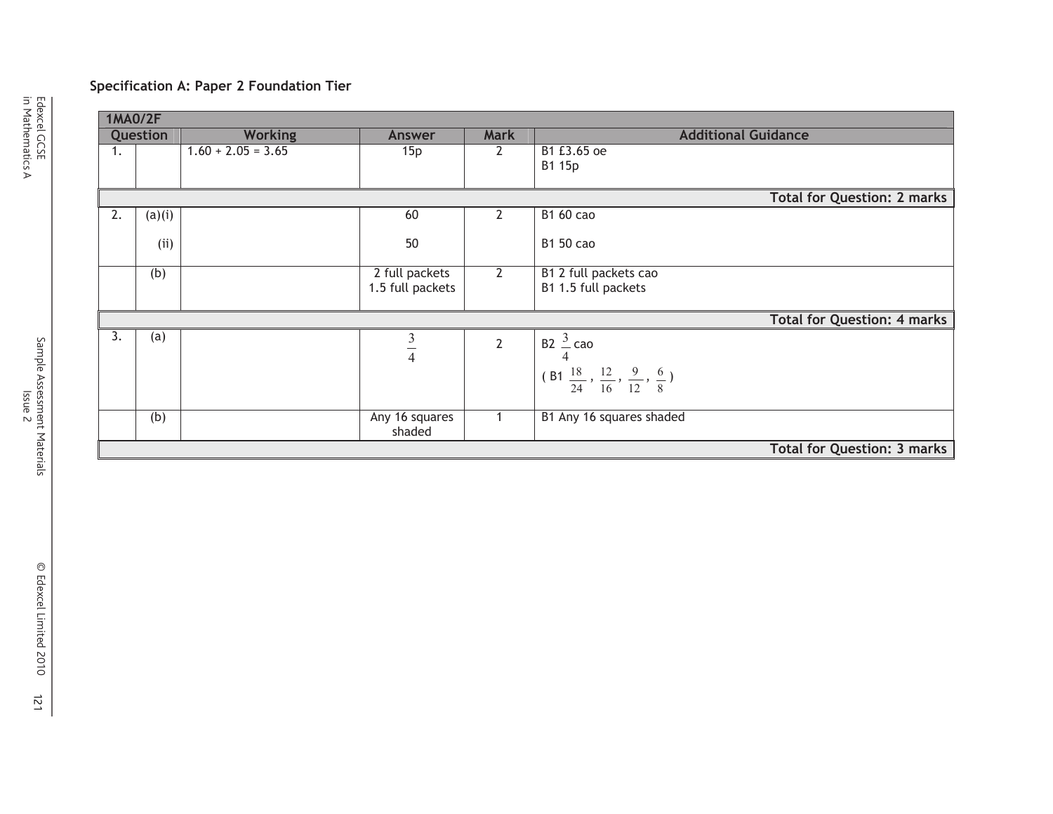**Specification A: Paper 2 Foundation Tier**

| 1MA0/2F | | | | | |
|---|---|---|---|---|---|
| Question | | Working | Answer | Mark | Additional Guidance |
| 1. | | 1.60 + 2.05 = 3.65 | 15p | 2 | B1 £3.65 oe<br>B1 15p |
| | | | | | **Total for Question: 2 marks** |
| 2. | (a)(i) | | 60 | 2 | B1 60 cao |
| | (ii) | | 50 | | B1 50 cao |
| | (b) | | 2 full packets<br>1.5 full packets | 2 | B1 2 full packets cao<br>B1 1.5 full packets |
| | | | | | **Total for Question: 4 marks** |
| 3. | (a) | | $\frac{3}{4}$ | 2 | B2 $\frac{3}{4}$ cao<br>( B1 $\frac{18}{24}$, $\frac{12}{16}$, $\frac{9}{12}$, $\frac{6}{8}$ ) |
| | (b) | | Any 16 squares shaded | 1 | B1 Any 16 squares shaded |
| | | | | | **Total for Question: 3 marks** |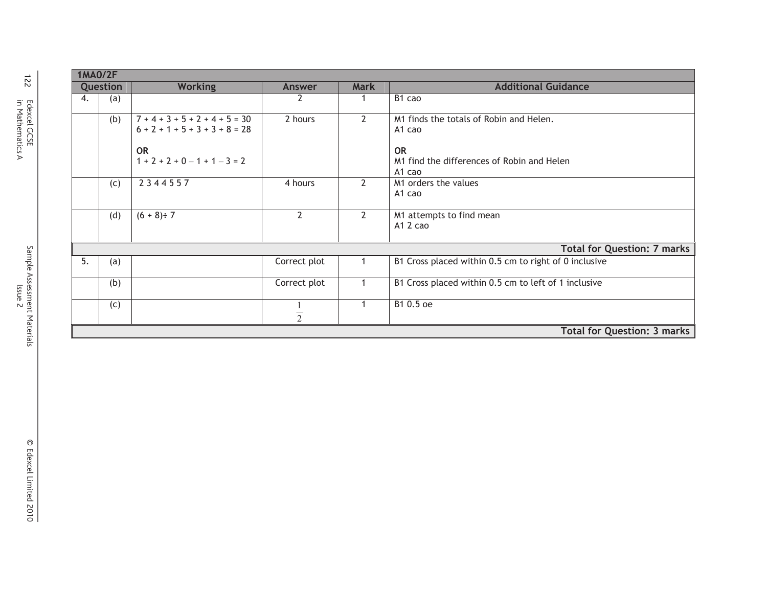| 1MA0/2F | | | | | |
|---|---|---|---|---|---|
| Question | | Working | Answer | Mark | Additional Guidance |
| 4. | (a) | | 2 | 1 | B1 cao |
| | (b) | 7 + 4 + 3 + 5 + 2 + 4 + 5 = 30<br>6 + 2 + 1 + 5 + 3 + 3 + 8 = 28<br><br>**OR**<br>1 + 2 + 2 + 0 – 1 + 1 – 3 = 2 | 2 hours | 2 | M1 finds the totals of Robin and Helen.<br>A1 cao<br><br>**OR**<br>M1 find the differences of Robin and Helen<br>A1 cao |
| | (c) | 2 3 4 4 5 5 7 | 4 hours | 2 | M1 orders the values<br>A1 cao |
| | (d) | (6 + 8)÷ 7 | 2 | 2 | M1 attempts to find mean<br>A1 2 cao |
| | | | | | **Total for Question: 7 marks** |
| 5. | (a) | | Correct plot | 1 | B1 Cross placed within 0.5 cm to right of 0 inclusive |
| | (b) | | Correct plot | 1 | B1 Cross placed within 0.5 cm to left of 1 inclusive |
| | (c) | | $\frac{1}{2}$ | 1 | B1 0.5 oe |
| | | | | | **Total for Question: 3 marks** |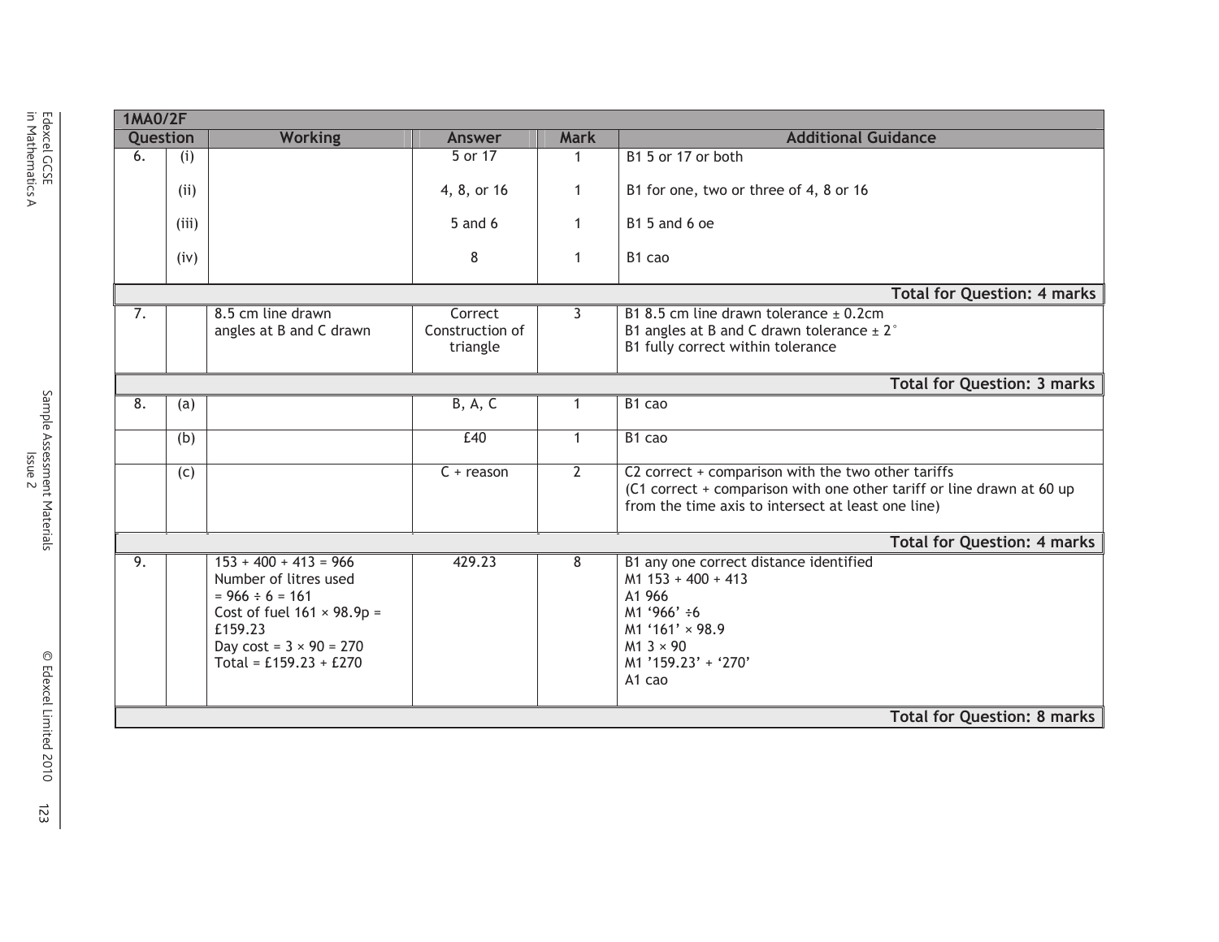| 1MA0/2F | | | | | |
|---|---|---|---|---|---|
| **Question** | | **Working** | **Answer** | **Mark** | **Additional Guidance** |
| 6. | (i) | | 5 or 17 | 1 | B1 5 or 17 or both |
| | (ii) | | 4, 8, or 16 | 1 | B1 for one, two or three of 4, 8 or 16 |
| | (iii) | | 5 and 6 | 1 | B1 5 and 6 oe |
| | (iv) | | 8 | 1 | B1 cao |
| | | | | | **Total for Question: 4 marks** |
| 7. | | 8.5 cm line drawn<br>angles at B and C drawn | Correct Construction of triangle | 3 | B1 8.5 cm line drawn tolerance ± 0.2cm<br>B1 angles at B and C drawn tolerance ± 2°<br>B1 fully correct within tolerance |
| | | | | | **Total for Question: 3 marks** |
| 8. | (a) | | B, A, C | 1 | B1 cao |
| | (b) | | £40 | 1 | B1 cao |
| | (c) | | C + reason | 2 | C2 correct + comparison with the two other tariffs<br>(C1 correct + comparison with one other tariff or line drawn at 60 up from the time axis to intersect at least one line) |
| | | | | | **Total for Question: 4 marks** |
| 9. | | 153 + 400 + 413 = 966<br>Number of litres used<br>= 966 ÷ 6 = 161<br>Cost of fuel 161 × 98.9p = £159.23<br>Day cost = 3 × 90 = 270<br>Total = £159.23 + £270 | 429.23 | 8 | B1 any one correct distance identified<br>M1 153 + 400 + 413<br>A1 966<br>M1 '966' ÷6<br>M1 '161' × 98.9<br>M1 3 × 90<br>M1 '159.23' + '270'<br>A1 cao |
| | | | | | **Total for Question: 8 marks** |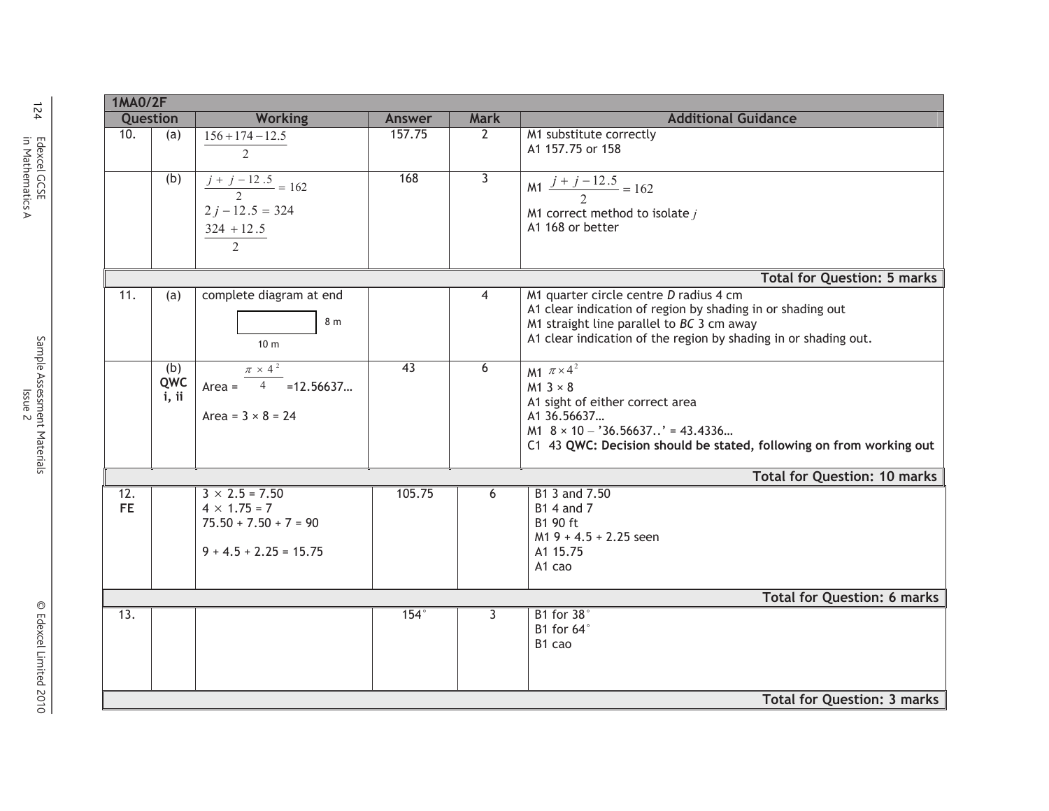| 1MA0/2F | | | | | |
|---|---|---|---|---|---|
| **Question** | | **Working** | **Answer** | **Mark** | **Additional Guidance** |
| 10. | (a) | $\frac{156+174-12.5}{2}$ | 157.75 | 2 | M1 substitute correctly<br>A1 157.75 or 158 |
| | (b) | $\frac{j+j-12.5}{2}=162$<br>$2j-12.5=324$<br>$\frac{324+12.5}{2}$ | 168 | 3 | M1 $\frac{j+j-12.5}{2}=162$<br>M1 correct method to isolate $j$<br>A1 168 or better |
| | | | | | **Total for Question: 5 marks** |
| 11. | (a) | complete diagram at end<br>8 m<br>10 m | | 4 | M1 quarter circle centre *D* radius 4 cm<br>A1 clear indication of region by shading in or shading out<br>M1 straight line parallel to *BC* 3 cm away<br>A1 clear indication of the region by shading in or shading out. |
| | (b) **QWC i, ii** | Area = $\frac{\pi \times 4^2}{4}$ =12.56637…<br><br>Area = 3 × 8 = 24 | 43 | 6 | M1 $\pi \times 4^2$<br>M1 3 × 8<br>A1 sight of either correct area<br>A1 36.56637…<br>M1 8 × 10 – '36.56637..' = 43.4336…<br>C1 43 **QWC: Decision should be stated, following on from working out** |
| | | | | | **Total for Question: 10 marks** |
| 12. **FE** | | 3 × 2.5 = 7.50<br>4 × 1.75 = 7<br>75.50 + 7.50 + 7 = 90<br><br>9 + 4.5 + 2.25 = 15.75 | 105.75 | 6 | B1 3 and 7.50<br>B1 4 and 7<br>B1 90 ft<br>M1 9 + 4.5 + 2.25 seen<br>A1 15.75<br>A1 cao |
| | | | | | **Total for Question: 6 marks** |
| 13. | | | 154° | 3 | B1 for 38°<br>B1 for 64°<br>B1 cao |
| | | | | | **Total for Question: 3 marks** |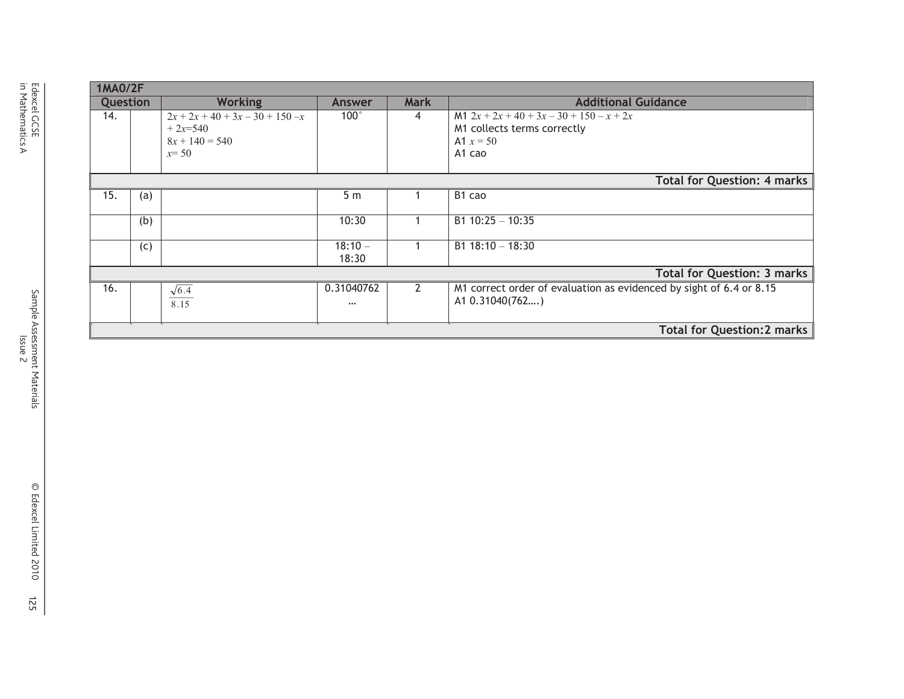| 1MA0/2F | | | | | |
|---|---|---|---|---|---|
| **Question** | | **Working** | **Answer** | **Mark** | **Additional Guidance** |
| 14. | | $2x + 2x + 40 + 3x - 30 + 150 - x$ $+ 2x = 540$ $8x + 140 = 540$ $x = 50$ | $100^\circ$ | 4 | M1 $2x + 2x + 40 + 3x - 30 + 150 - x + 2x$ M1 collects terms correctly A1 $x = 50$ A1 cao |
| | | | | | **Total for Question: 4 marks** |
| 15. | (a) | | 5 m | 1 | B1 cao |
| | (b) | | 10:30 | 1 | B1 10:25 – 10:35 |
| | (c) | | 18:10 – 18:30 | 1 | B1 18:10 – 18:30 |
| | | | | | **Total for Question: 3 marks** |
| 16. | | $\frac{\sqrt{6.4}}{8.15}$ | 0.31040762 … | 2 | M1 correct order of evaluation as evidenced by sight of 6.4 or 8.15 A1 0.31040(762….) |
| | | | | | **Total for Question:2 marks** |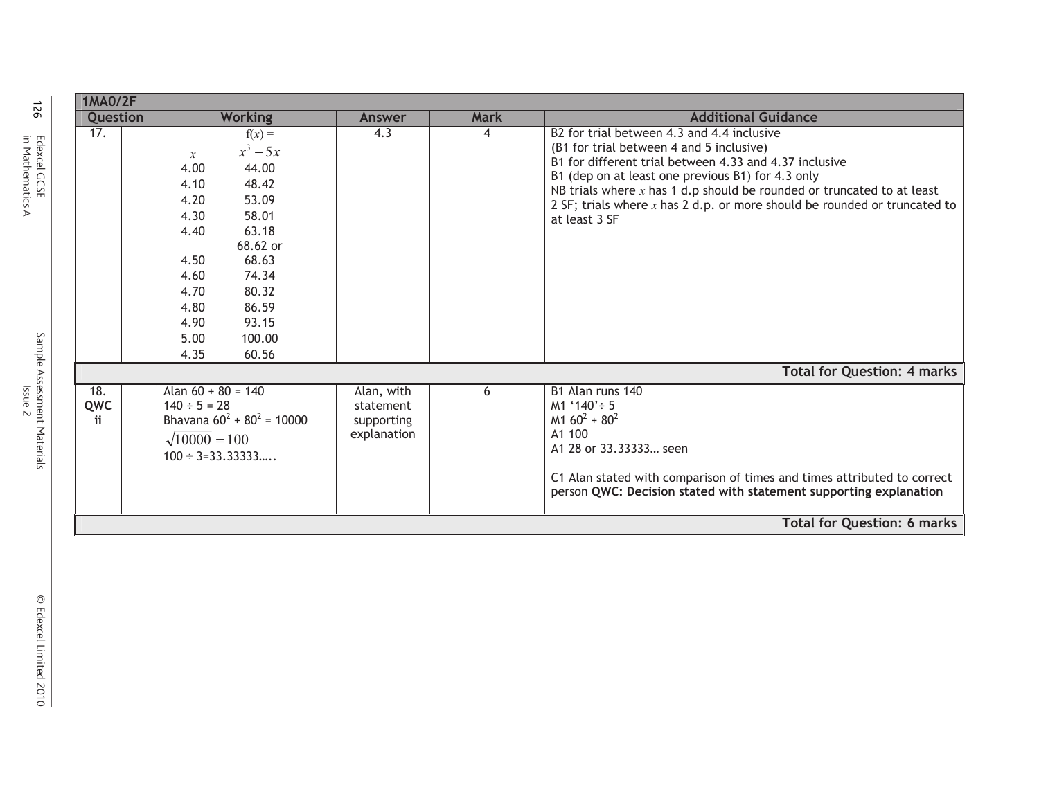**1MA0/2F**

| Question | | Working | Answer | Mark | Additional Guidance |
|---|---|---|---|---|---|
| 17. | | $x$ &nbsp; $f(x) = x^3 - 5x$<br>4.00 &nbsp; 44.00<br>4.10 &nbsp; 48.42<br>4.20 &nbsp; 53.09<br>4.30 &nbsp; 58.01<br>4.40 &nbsp; 63.18<br>4.50 &nbsp; 68.62 or 68.63<br>4.60 &nbsp; 74.34<br>4.70 &nbsp; 80.32<br>4.80 &nbsp; 86.59<br>4.90 &nbsp; 93.15<br>5.00 &nbsp; 100.00<br>4.35 &nbsp; 60.56 | 4.3 | 4 | B2 for trial between 4.3 and 4.4 inclusive<br>(B1 for trial between 4 and 5 inclusive)<br>B1 for different trial between 4.33 and 4.37 inclusive<br>B1 (dep on at least one previous B1) for 4.3 only<br>NB trials where $x$ has 1 d.p should be rounded or truncated to at least 2 SF; trials where $x$ has 2 d.p. or more should be rounded or truncated to at least 3 SF |
| | | | | | **Total for Question: 4 marks** |
| 18. **QWC ii** | | Alan 60 + 80 = 140<br>140 ÷ 5 = 28<br>Bhavana $60^2 + 80^2 = 10000$<br>$\sqrt{10000} = 100$<br>100 ÷ 3=33.33333….. | Alan, with statement supporting explanation | 6 | B1 Alan runs 140<br>M1 '140'÷ 5<br>M1 $60^2 + 80^2$<br>A1 100<br>A1 28 or 33.33333… seen<br><br>C1 Alan stated with comparison of times and times attributed to correct person **QWC: Decision stated with statement supporting explanation** |
| | | | | | **Total for Question: 6 marks** |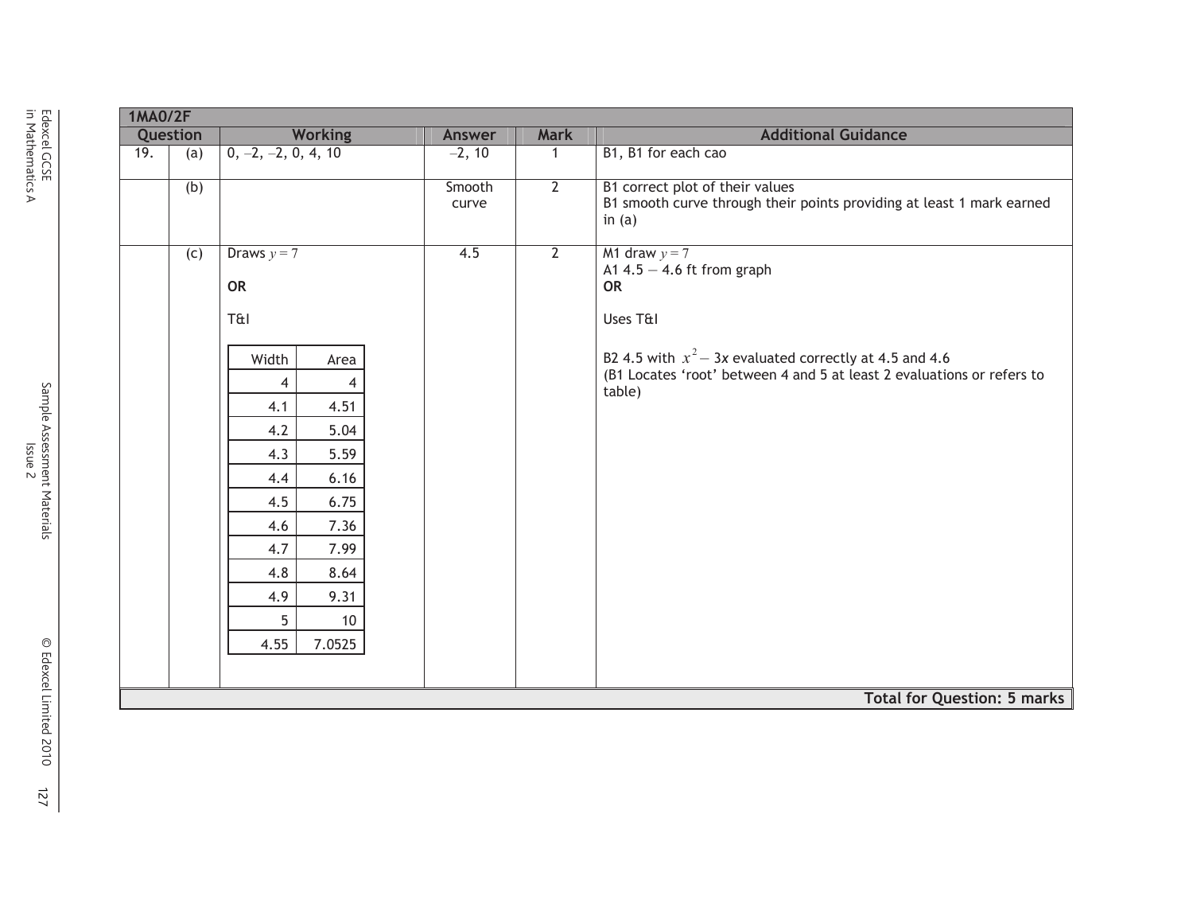| 1MA0/2F | | | | | |
|---|---|---|---|---|---|
| **Question** | | **Working** | **Answer** | **Mark** | **Additional Guidance** |
| 19. | (a) | 0, –2, –2, 0, 4, 10 | –2, 10 | 1 | B1, B1 for each cao |
| | (b) | | Smooth curve | 2 | B1 correct plot of their values<br>B1 smooth curve through their points providing at least 1 mark earned in (a) |
| | (c) | Draws $y = 7$<br><br>**OR**<br><br>T&I<br><br>Width / Area:<br>4 / 4<br>4.1 / 4.51<br>4.2 / 5.04<br>4.3 / 5.59<br>4.4 / 6.16<br>4.5 / 6.75<br>4.6 / 7.36<br>4.7 / 7.99<br>4.8 / 8.64<br>4.9 / 9.31<br>5 / 10<br>4.55 / 7.0525 | 4.5 | 2 | M1 draw $y = 7$<br>A1 4.5 – 4.6 ft from graph<br>**OR**<br><br>Uses T&I<br><br>B2 4.5 with $x^2 - 3x$ evaluated correctly at 4.5 and 4.6<br>(B1 Locates 'root' between 4 and 5 at least 2 evaluations or refers to table) |
| | | | | | **Total for Question: 5 marks** |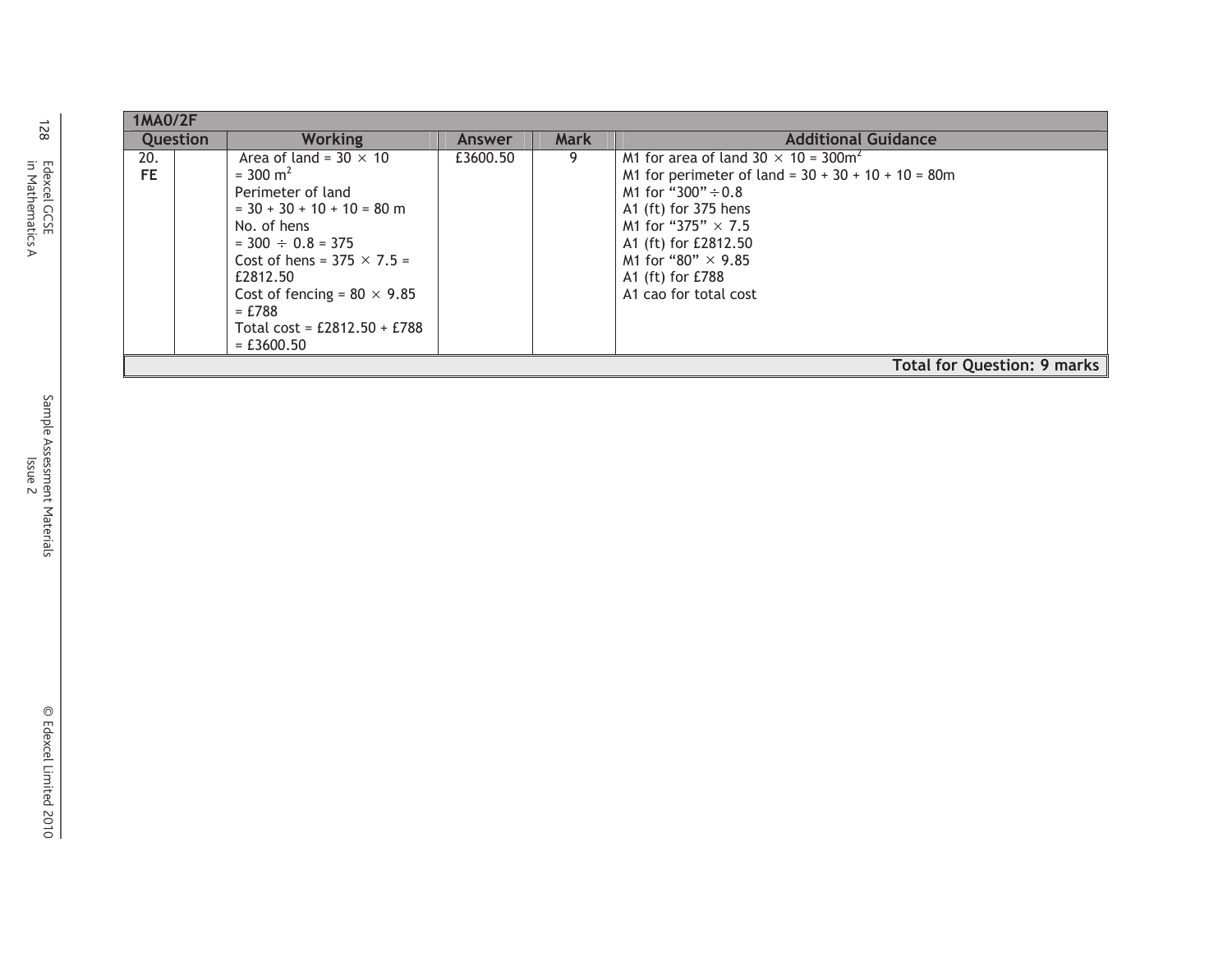| 1MA0/2F | | | | | |
|---|---|---|---|---|---|
| Question | | Working | Answer | Mark | Additional Guidance |
| 20. FE | | Area of land = $30 \times 10$ $= 300\ m^2$ Perimeter of land $= 30 + 30 + 10 + 10 = 80$ m No. of hens $= 300 \div 0.8 = 375$ Cost of hens = $375 \times 7.5$ = £2812.50 Cost of fencing = $80 \times 9.85$ = £788 Total cost = £2812.50 + £788 = £3600.50 | £3600.50 | 9 | M1 for area of land $30 \times 10 = 300m^2$ M1 for perimeter of land = 30 + 30 + 10 + 10 = 80m M1 for "300" $\div$ 0.8 A1 (ft) for 375 hens M1 for "375" $\times$ 7.5 A1 (ft) for £2812.50 M1 for "80" $\times$ 9.85 A1 (ft) for £788 A1 cao for total cost |
| | | | | | **Total for Question: 9 marks** |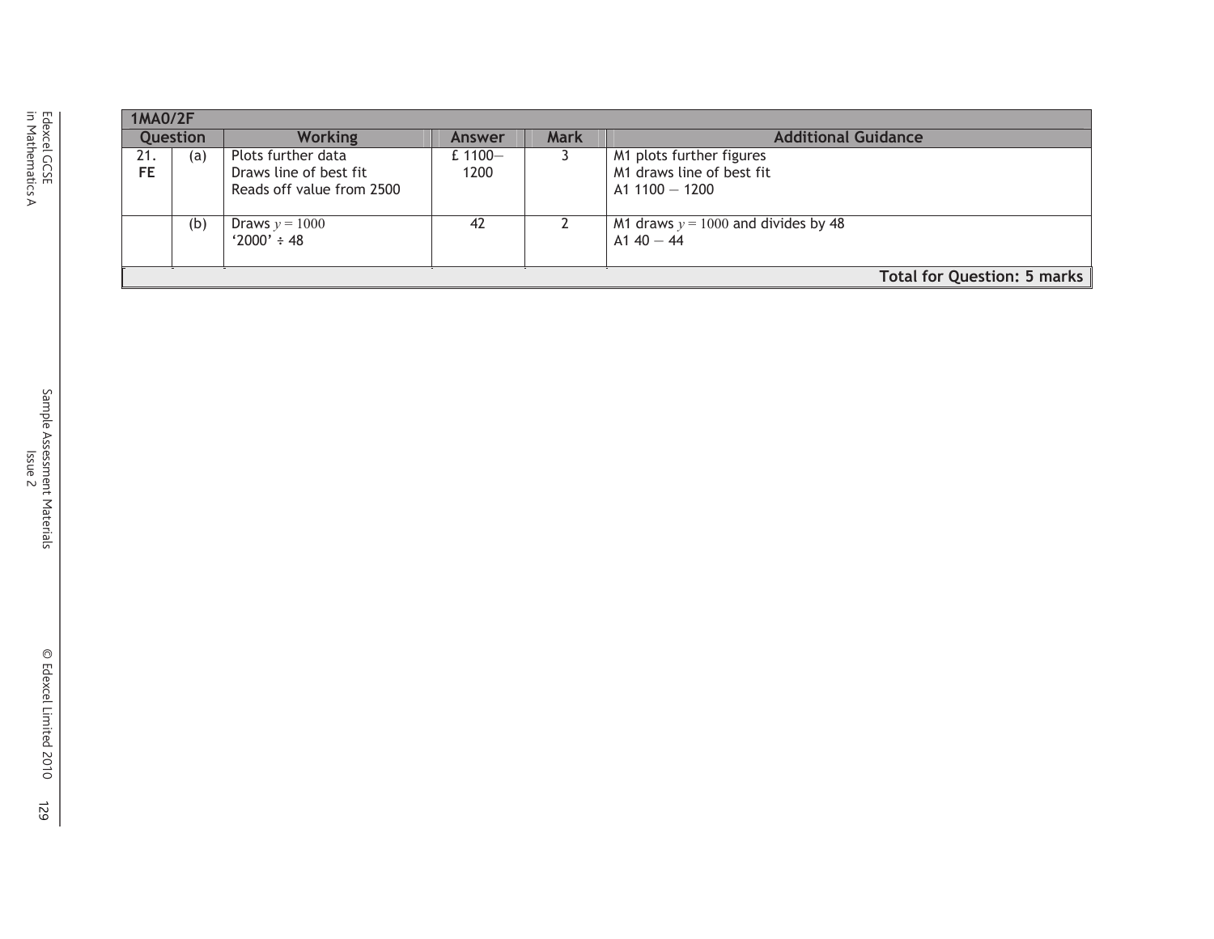| 1MA0/2F | | | | | |
|---|---|---|---|---|---|
| Question | | Working | Answer | Mark | Additional Guidance |
| 21. FE | (a) | Plots further data<br>Draws line of best fit<br>Reads off value from 2500 | £ 1100–1200 | 3 | M1 plots further figures<br>M1 draws line of best fit<br>A1 1100 – 1200 |
| | (b) | Draws $y = 1000$<br>'2000' ÷ 48 | 42 | 2 | M1 draws $y = 1000$ and divides by 48<br>A1 40 – 44 |
| | | | | | **Total for Question: 5 marks** |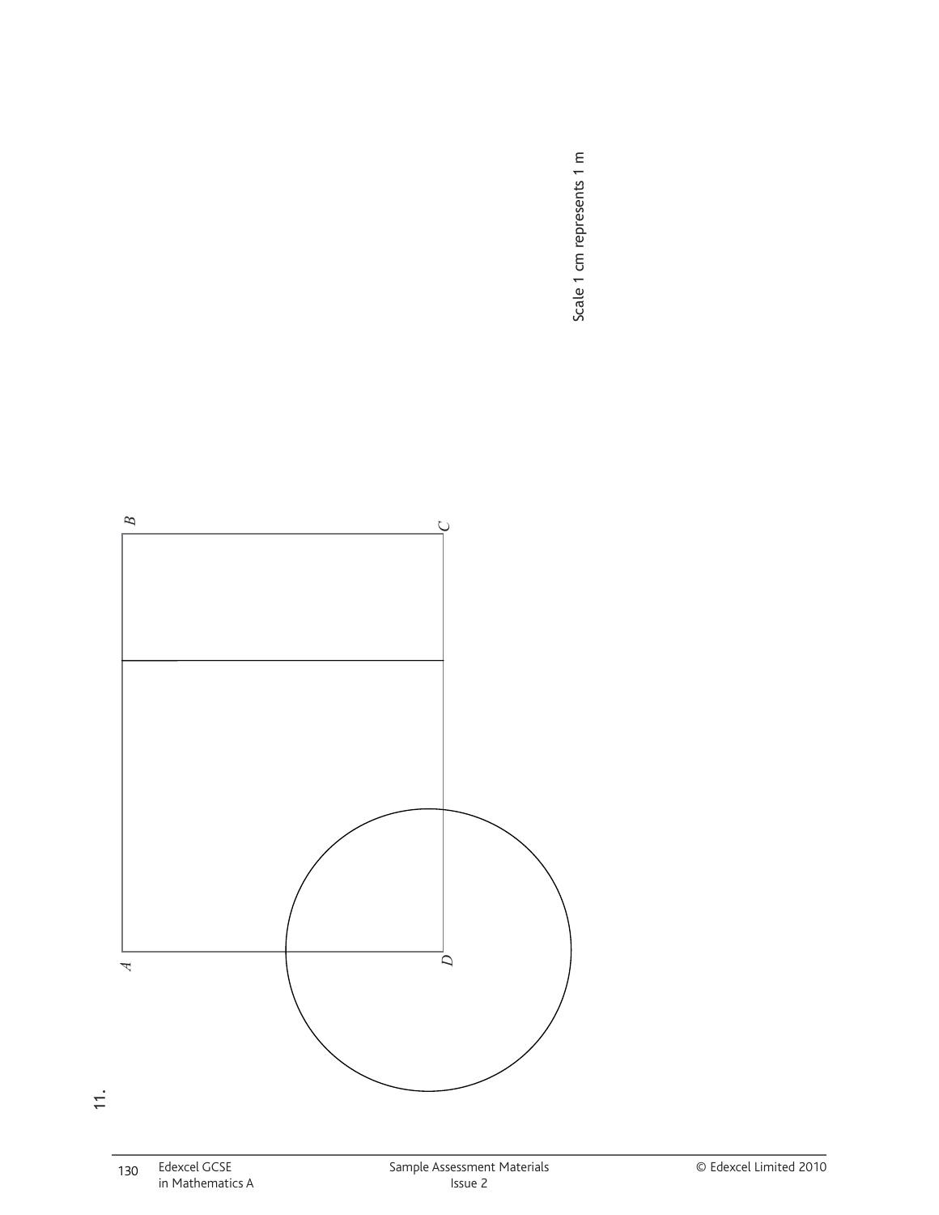11.

Scale 1 cm represents 1 m

*B*

*C*

*A*

*D*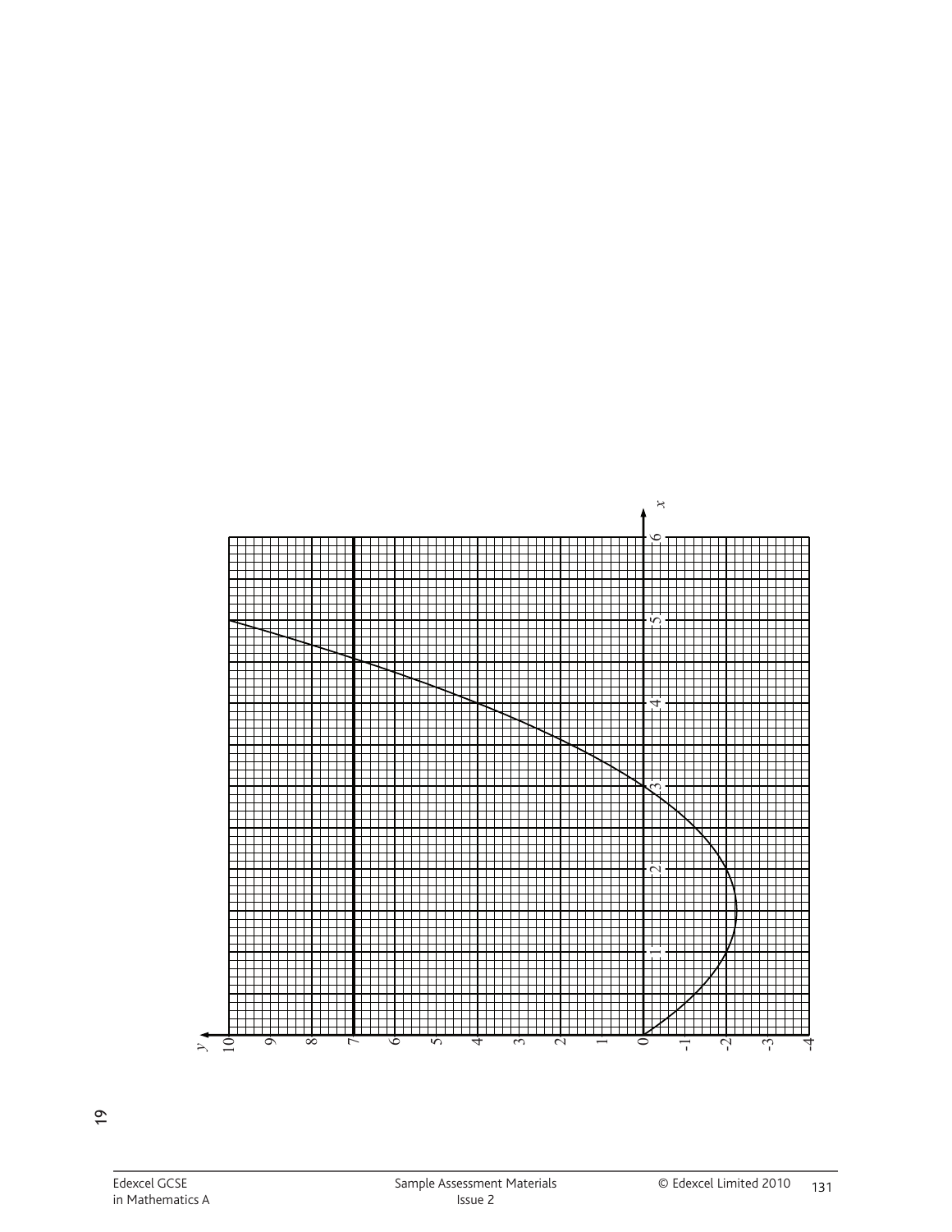x

y

6

5

4

3

2

1

0

10

9

8

7

6

5

4

3

2

1

0

-1

-2

-3

-4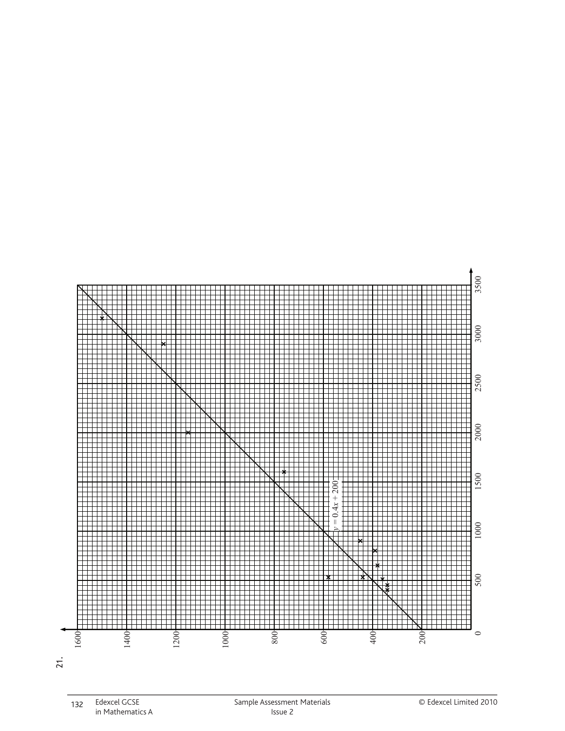21.

1600
1400
1200
1000
800
600
400
200

0
500
1000
1500
2000
2500
3000
3500

$y = 0.4x + 200$